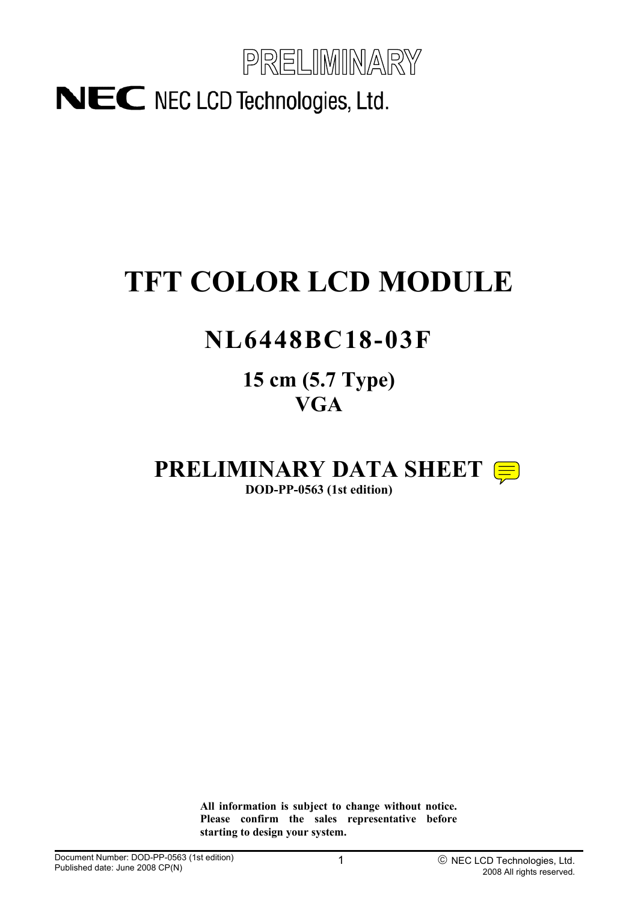PRELIMINARY

NEC LCD Technologies, Ltd.

# TFT COLOR LCD MODULE

## NL6448BC18-03F

### 15 cm (5.7 Type)
### VGA

## PRELIMINARY DATA SHEET

**DOD-PP-0563 (1st edition)**

**All information is subject to change without notice. Please confirm the sales representative before starting to design your system.**

Document Number: DOD-PP-0563 (1st edition)
Published date: June 2008 CP(N)

© NEC LCD Technologies, Ltd. 2008 All rights reserved.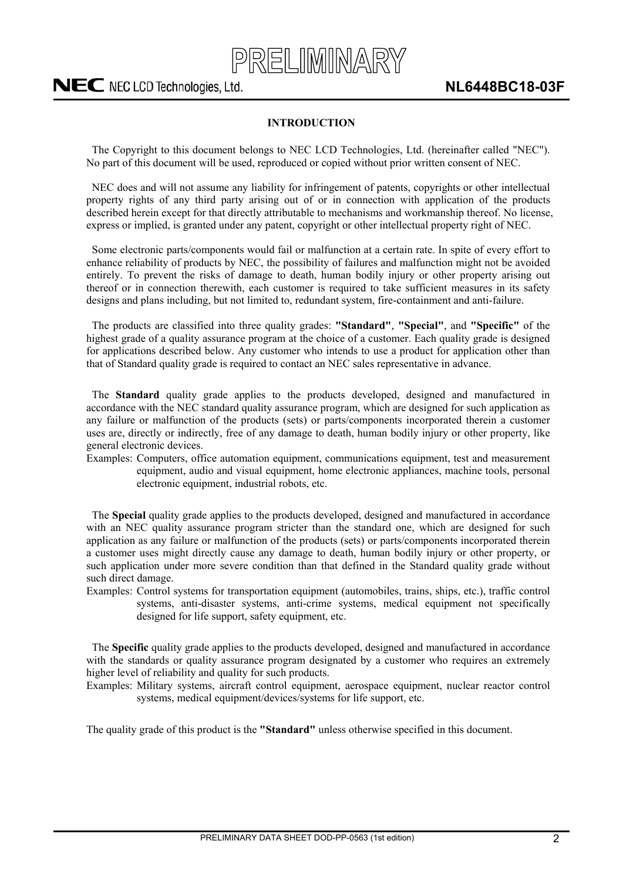## INTRODUCTION

The Copyright to this document belongs to NEC LCD Technologies, Ltd. (hereinafter called "NEC"). No part of this document will be used, reproduced or copied without prior written consent of NEC.

NEC does and will not assume any liability for infringement of patents, copyrights or other intellectual property rights of any third party arising out of or in connection with application of the products described herein except for that directly attributable to mechanisms and workmanship thereof. No license, express or implied, is granted under any patent, copyright or other intellectual property right of NEC.

Some electronic parts/components would fail or malfunction at a certain rate. In spite of every effort to enhance reliability of products by NEC, the possibility of failures and malfunction might not be avoided entirely. To prevent the risks of damage to death, human bodily injury or other property arising out thereof or in connection therewith, each customer is required to take sufficient measures in its safety designs and plans including, but not limited to, redundant system, fire-containment and anti-failure.

The products are classified into three quality grades: **"Standard"**, **"Special"**, and **"Specific"** of the highest grade of a quality assurance program at the choice of a customer. Each quality grade is designed for applications described below. Any customer who intends to use a product for application other than that of Standard quality grade is required to contact an NEC sales representative in advance.

The **Standard** quality grade applies to the products developed, designed and manufactured in accordance with the NEC standard quality assurance program, which are designed for such application as any failure or malfunction of the products (sets) or parts/components incorporated therein a customer uses are, directly or indirectly, free of any damage to death, human bodily injury or other property, like general electronic devices.

Examples: Computers, office automation equipment, communications equipment, test and measurement equipment, audio and visual equipment, home electronic appliances, machine tools, personal electronic equipment, industrial robots, etc.

The **Special** quality grade applies to the products developed, designed and manufactured in accordance with an NEC quality assurance program stricter than the standard one, which are designed for such application as any failure or malfunction of the products (sets) or parts/components incorporated therein a customer uses might directly cause any damage to death, human bodily injury or other property, or such application under more severe condition than that defined in the Standard quality grade without such direct damage.

Examples: Control systems for transportation equipment (automobiles, trains, ships, etc.), traffic control systems, anti-disaster systems, anti-crime systems, medical equipment not specifically designed for life support, safety equipment, etc.

The **Specific** quality grade applies to the products developed, designed and manufactured in accordance with the standards or quality assurance program designated by a customer who requires an extremely higher level of reliability and quality for such products.

Examples: Military systems, aircraft control equipment, aerospace equipment, nuclear reactor control systems, medical equipment/devices/systems for life support, etc.

The quality grade of this product is the **"Standard"** unless otherwise specified in this document.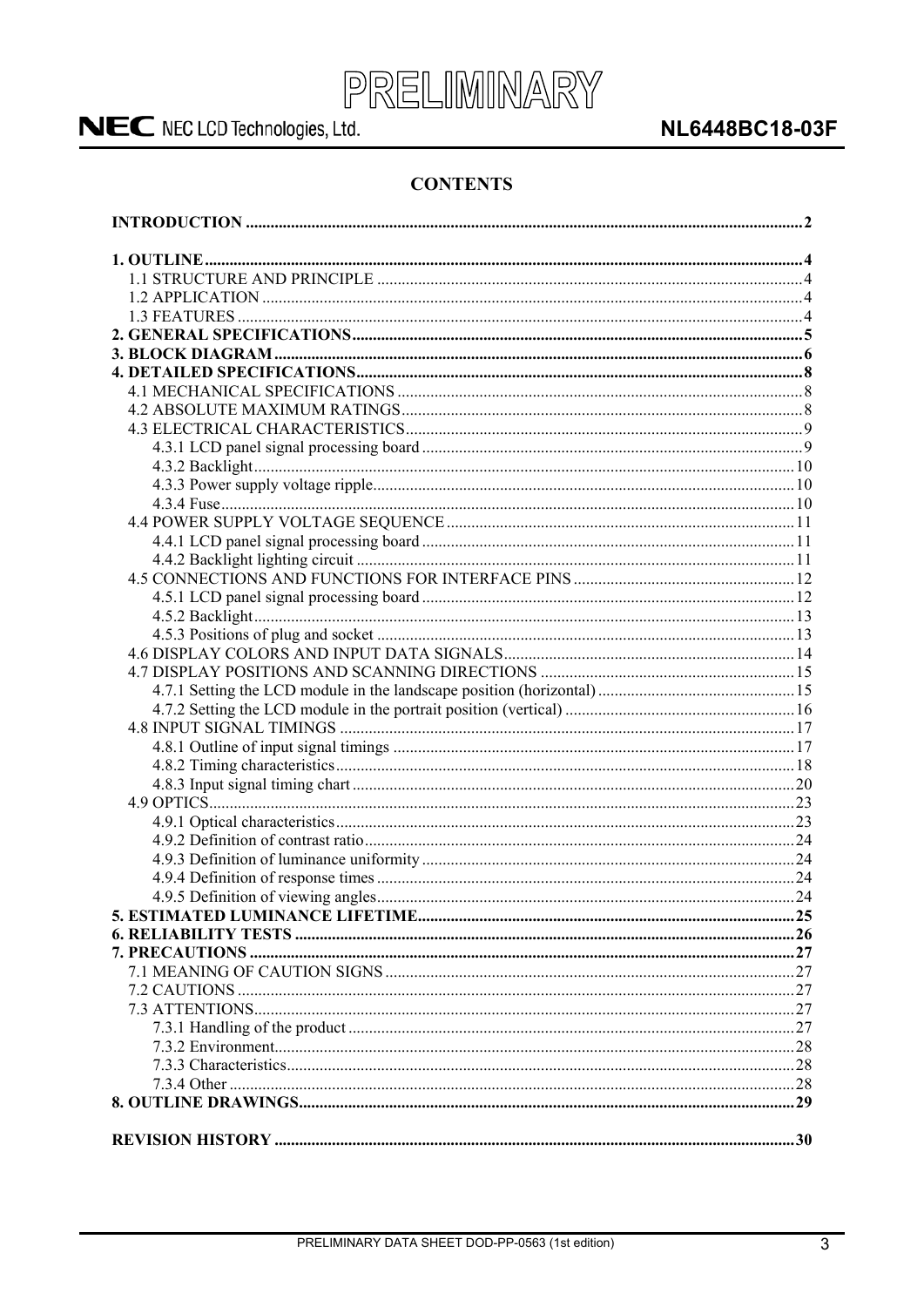## CONTENTS

| | |
|---|---|
| **INTRODUCTION** | **2** |
| **1. OUTLINE** | **4** |
| 1.1 STRUCTURE AND PRINCIPLE | 4 |
| 1.2 APPLICATION | 4 |
| 1.3 FEATURES | 4 |
| **2. GENERAL SPECIFICATIONS** | **5** |
| **3. BLOCK DIAGRAM** | **6** |
| **4. DETAILED SPECIFICATIONS** | **8** |
| 4.1 MECHANICAL SPECIFICATIONS | 8 |
| 4.2 ABSOLUTE MAXIMUM RATINGS | 8 |
| 4.3 ELECTRICAL CHARACTERISTICS | 9 |
| 4.3.1 LCD panel signal processing board | 9 |
| 4.3.2 Backlight | 10 |
| 4.3.3 Power supply voltage ripple | 10 |
| 4.3.4 Fuse | 10 |
| 4.4 POWER SUPPLY VOLTAGE SEQUENCE | 11 |
| 4.4.1 LCD panel signal processing board | 11 |
| 4.4.2 Backlight lighting circuit | 11 |
| 4.5 CONNECTIONS AND FUNCTIONS FOR INTERFACE PINS | 12 |
| 4.5.1 LCD panel signal processing board | 12 |
| 4.5.2 Backlight | 13 |
| 4.5.3 Positions of plug and socket | 13 |
| 4.6 DISPLAY COLORS AND INPUT DATA SIGNALS | 14 |
| 4.7 DISPLAY POSITIONS AND SCANNING DIRECTIONS | 15 |
| 4.7.1 Setting the LCD module in the landscape position (horizontal) | 15 |
| 4.7.2 Setting the LCD module in the portrait position (vertical) | 16 |
| 4.8 INPUT SIGNAL TIMINGS | 17 |
| 4.8.1 Outline of input signal timings | 17 |
| 4.8.2 Timing characteristics | 18 |
| 4.8.3 Input signal timing chart | 20 |
| 4.9 OPTICS | 23 |
| 4.9.1 Optical characteristics | 23 |
| 4.9.2 Definition of contrast ratio | 24 |
| 4.9.3 Definition of luminance uniformity | 24 |
| 4.9.4 Definition of response times | 24 |
| 4.9.5 Definition of viewing angles | 24 |
| **5. ESTIMATED LUMINANCE LIFETIME** | **25** |
| **6. RELIABILITY TESTS** | **26** |
| **7. PRECAUTIONS** | **27** |
| 7.1 MEANING OF CAUTION SIGNS | 27 |
| 7.2 CAUTIONS | 27 |
| 7.3 ATTENTIONS | 27 |
| 7.3.1 Handling of the product | 27 |
| 7.3.2 Environment | 28 |
| 7.3.3 Characteristics | 28 |
| 7.3.4 Other | 28 |
| **8. OUTLINE DRAWINGS** | **29** |
| **REVISION HISTORY** | **30** |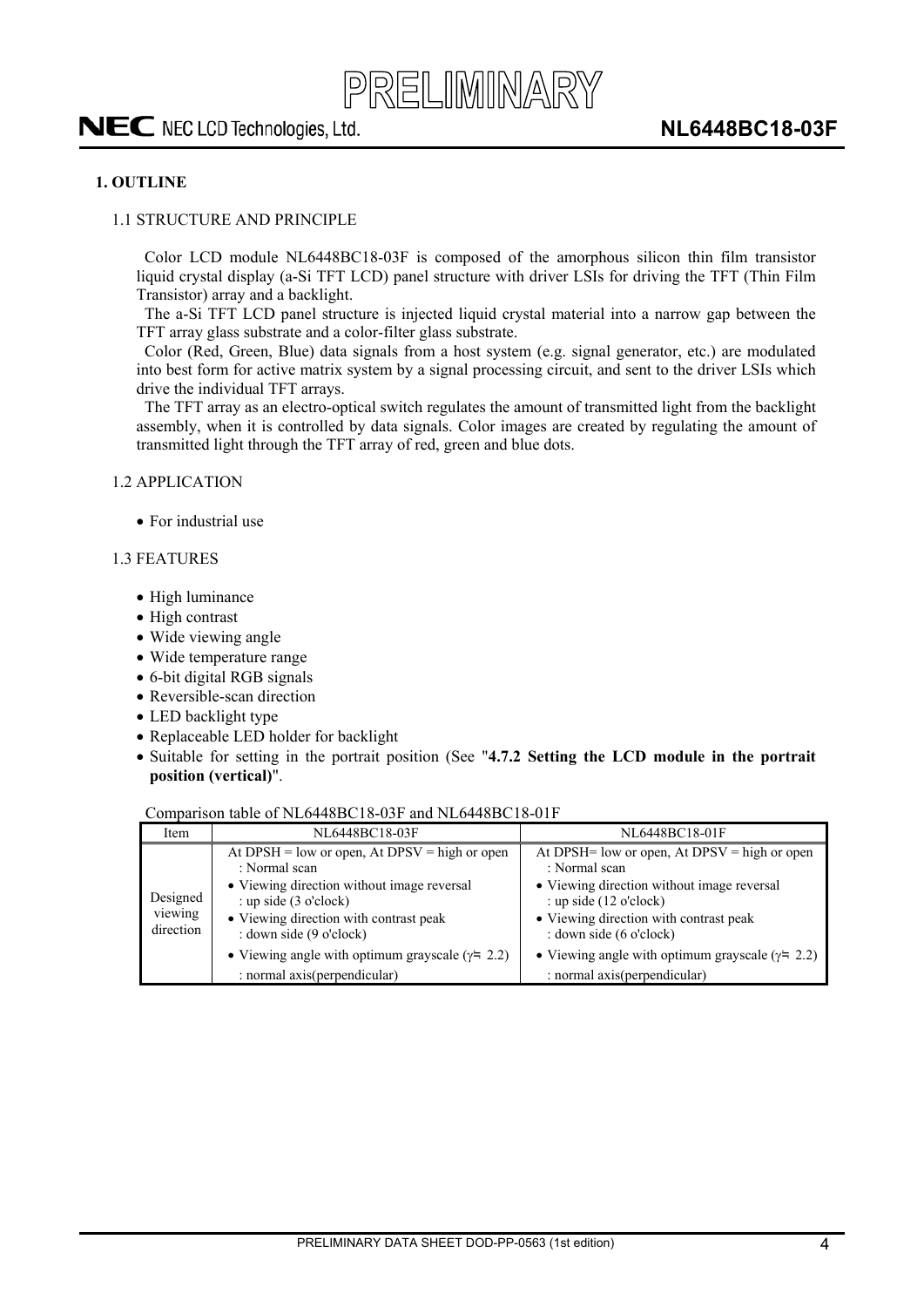## 1. OUTLINE

### 1.1 STRUCTURE AND PRINCIPLE

Color LCD module NL6448BC18-03F is composed of the amorphous silicon thin film transistor liquid crystal display (a-Si TFT LCD) panel structure with driver LSIs for driving the TFT (Thin Film Transistor) array and a backlight.

The a-Si TFT LCD panel structure is injected liquid crystal material into a narrow gap between the TFT array glass substrate and a color-filter glass substrate.

Color (Red, Green, Blue) data signals from a host system (e.g. signal generator, etc.) are modulated into best form for active matrix system by a signal processing circuit, and sent to the driver LSIs which drive the individual TFT arrays.

The TFT array as an electro-optical switch regulates the amount of transmitted light from the backlight assembly, when it is controlled by data signals. Color images are created by regulating the amount of transmitted light through the TFT array of red, green and blue dots.

### 1.2 APPLICATION

- For industrial use

### 1.3 FEATURES

- High luminance
- High contrast
- Wide viewing angle
- Wide temperature range
- 6-bit digital RGB signals
- Reversible-scan direction
- LED backlight type
- Replaceable LED holder for backlight
- Suitable for setting in the portrait position (See "**4.7.2 Setting the LCD module in the portrait position (vertical)**".

Comparison table of NL6448BC18-03F and NL6448BC18-01F

| Item | NL6448BC18-03F | NL6448BC18-01F |
|---|---|---|
| Designed viewing direction | At DPSH = low or open, At DPSV = high or open : Normal scan<br>• Viewing direction without image reversal : up side (3 o'clock)<br>• Viewing direction with contrast peak : down side (9 o'clock)<br>• Viewing angle with optimum grayscale ($\gamma \fallingdotseq 2.2$) : normal axis(perpendicular) | At DPSH= low or open, At DPSV = high or open : Normal scan<br>• Viewing direction without image reversal : up side (12 o'clock)<br>• Viewing direction with contrast peak : down side (6 o'clock)<br>• Viewing angle with optimum grayscale ($\gamma \fallingdotseq 2.2$) : normal axis(perpendicular) |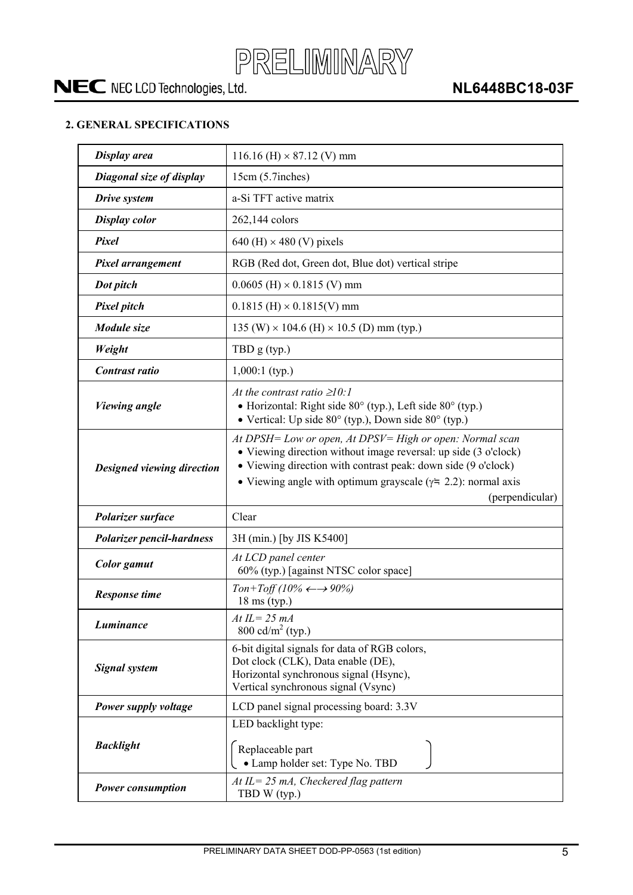## 2. GENERAL SPECIFICATIONS

| | |
|---|---|
| ***Display area*** | 116.16 (H) × 87.12 (V) mm |
| ***Diagonal size of display*** | 15cm (5.7inches) |
| ***Drive system*** | a-Si TFT active matrix |
| ***Display color*** | 262,144 colors |
| ***Pixel*** | 640 (H) × 480 (V) pixels |
| ***Pixel arrangement*** | RGB (Red dot, Green dot, Blue dot) vertical stripe |
| ***Dot pitch*** | 0.0605 (H) × 0.1815 (V) mm |
| ***Pixel pitch*** | 0.1815 (H) × 0.1815(V) mm |
| ***Module size*** | 135 (W) × 104.6 (H) × 10.5 (D) mm (typ.) |
| ***Weight*** | TBD g (typ.) |
| ***Contrast ratio*** | 1,000:1 (typ.) |
| ***Viewing angle*** | *At the contrast ratio ≥10:1*<br>• Horizontal: Right side 80° (typ.), Left side 80° (typ.)<br>• Vertical: Up side 80° (typ.), Down side 80° (typ.) |
| ***Designed viewing direction*** | *At DPSH= Low or open, At DPSV= High or open: Normal scan*<br>• Viewing direction without image reversal: up side (3 o'clock)<br>• Viewing direction with contrast peak: down side (9 o'clock)<br>• Viewing angle with optimum grayscale ($\gamma$≒ 2.2): normal axis (perpendicular) |
| ***Polarizer surface*** | Clear |
| ***Polarizer pencil-hardness*** | 3H (min.) [by JIS K5400] |
| ***Color gamut*** | *At LCD panel center*<br>60% (typ.) [against NTSC color space] |
| ***Response time*** | *Ton+Toff (10% ←→ 90%)*<br>18 ms (typ.) |
| ***Luminance*** | *At IL= 25 mA*<br>800 cd/$m^2$ (typ.) |
| ***Signal system*** | 6-bit digital signals for data of RGB colors,<br>Dot clock (CLK), Data enable (DE),<br>Horizontal synchronous signal (Hsync),<br>Vertical synchronous signal (Vsync) |
| ***Power supply voltage*** | LCD panel signal processing board: 3.3V |
| ***Backlight*** | LED backlight type:<br>( Replaceable part<br>• Lamp holder set: Type No. TBD ) |
| ***Power consumption*** | *At IL= 25 mA, Checkered flag pattern*<br>TBD W (typ.) |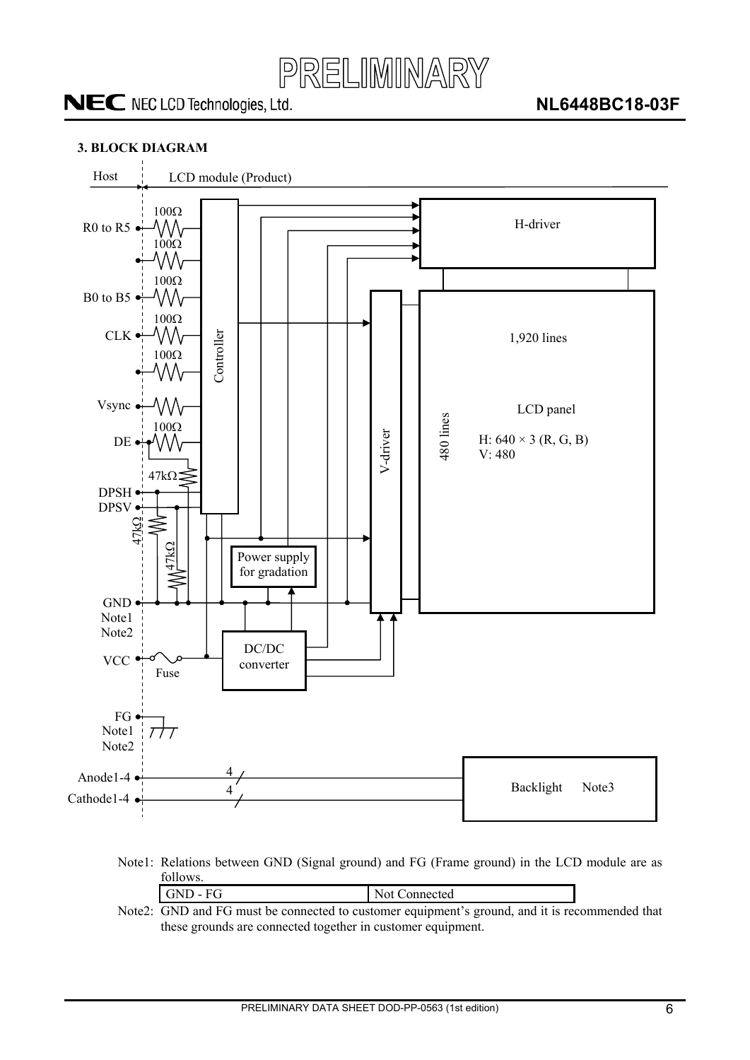## 3. BLOCK DIAGRAM

Note1: Relations between GND (Signal ground) and FG (Frame ground) in the LCD module are as follows.

| GND - FG | Not Connected |
|---|---|

Note2: GND and FG must be connected to customer equipment's ground, and it is recommended that these grounds are connected together in customer equipment.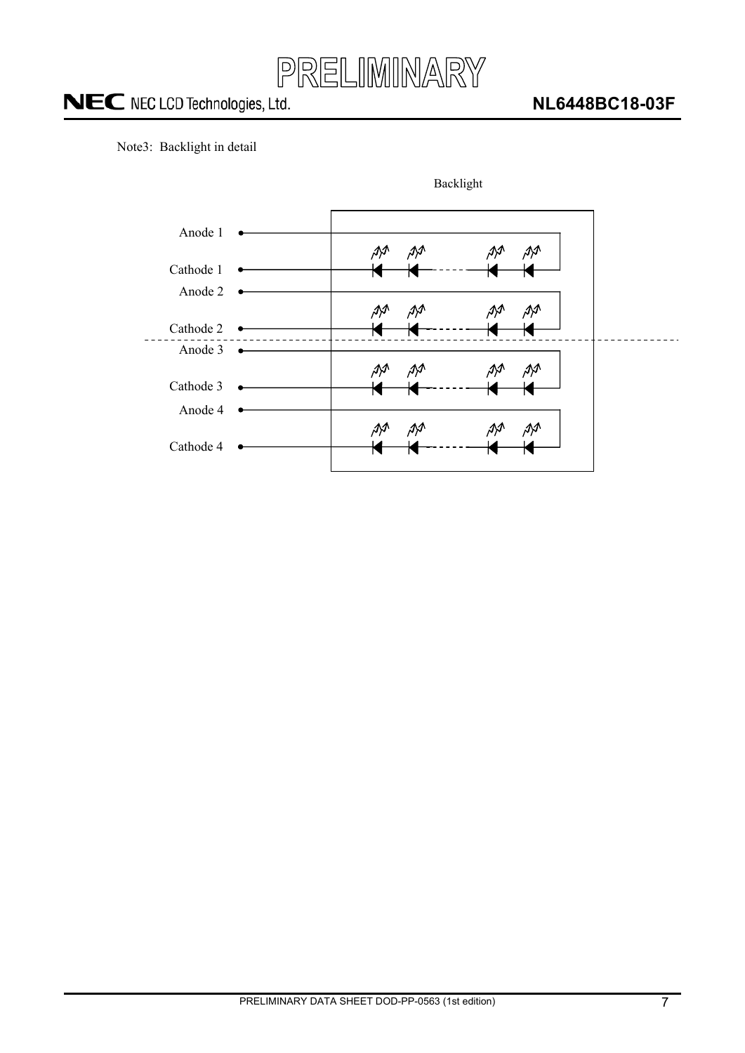Note3: Backlight in detail

Backlight

Anode 1

Cathode 1

Anode 2

Cathode 2

Anode 3

Cathode 3

Anode 4

Cathode 4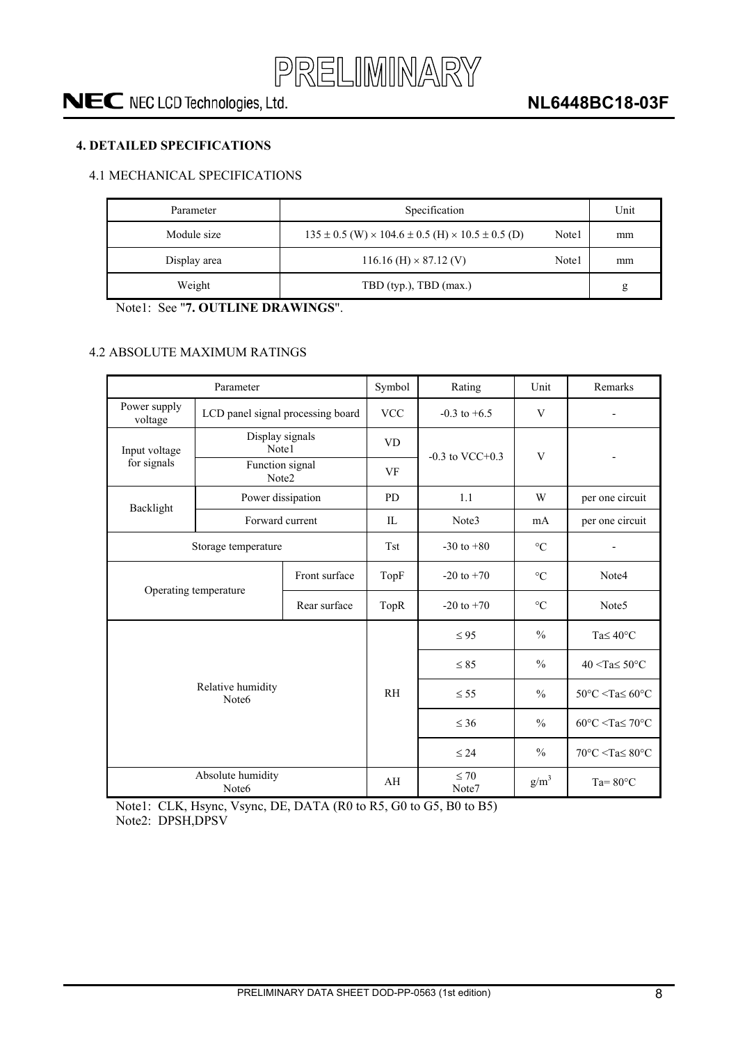## 4. DETAILED SPECIFICATIONS

### 4.1 MECHANICAL SPECIFICATIONS

| Parameter | Specification | Unit |
|---|---|---|
| Module size | 135 ± 0.5 (W) × 104.6 ± 0.5 (H) × 10.5 ± 0.5 (D) Note1 | mm |
| Display area | 116.16 (H) × 87.12 (V) Note1 | mm |
| Weight | TBD (typ.), TBD (max.) | g |

Note1: See "**7. OUTLINE DRAWINGS**".

### 4.2 ABSOLUTE MAXIMUM RATINGS

| Parameter | | Symbol | Rating | Unit | Remarks |
|---|---|---|---|---|---|
| Power supply voltage | LCD panel signal processing board | VCC | -0.3 to +6.5 | V | - |
| Input voltage for signals | Display signals Note1 | VD | -0.3 to VCC+0.3 | V | - |
| | Function signal Note2 | VF | | | |
| Backlight | Power dissipation | PD | 1.1 | W | per one circuit |
| | Forward current | IL | Note3 | mA | per one circuit |
| Storage temperature | | Tst | -30 to +80 | °C | - |
| Operating temperature | Front surface | TopF | -20 to +70 | °C | Note4 |
| | Rear surface | TopR | -20 to +70 | °C | Note5 |
| Relative humidity Note6 | | RH | ≤ 95 | % | Ta≤ 40°C |
| | | | ≤ 85 | % | 40 <Ta≤ 50°C |
| | | | ≤ 55 | % | 50°C <Ta≤ 60°C |
| | | | ≤ 36 | % | 60°C <Ta≤ 70°C |
| | | | ≤ 24 | % | 70°C <Ta≤ 80°C |
| Absolute humidity Note6 | | AH | ≤ 70 Note7 | $g/m^3$ | Ta= 80°C |

Note1: CLK, Hsync, Vsync, DE, DATA (R0 to R5, G0 to G5, B0 to B5)
Note2: DPSH,DPSV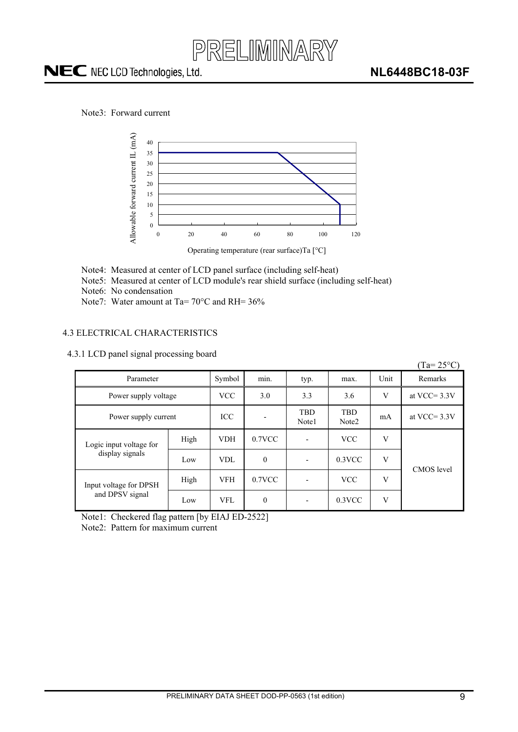Note3: Forward current

Note4: Measured at center of LCD panel surface (including self-heat)

Note5: Measured at center of LCD module's rear shield surface (including self-heat)

Note6: No condensation

Note7: Water amount at Ta= 70°C and RH= 36%

## 4.3 ELECTRICAL CHARACTERISTICS

### 4.3.1 LCD panel signal processing board

(Ta= 25°C)

| Parameter | | Symbol | min. | typ. | max. | Unit | Remarks |
|---|---|---|---|---|---|---|---|
| Power supply voltage | | VCC | 3.0 | 3.3 | 3.6 | V | at VCC= 3.3V |
| Power supply current | | ICC | - | TBD Note1 | TBD Note2 | mA | at VCC= 3.3V |
| Logic input voltage for display signals | High | VDH | 0.7VCC | - | VCC | V | CMOS level |
| | Low | VDL | 0 | - | 0.3VCC | V | |
| Input voltage for DPSH and DPSV signal | High | VFH | 0.7VCC | - | VCC | V | |
| | Low | VFL | 0 | - | 0.3VCC | V | |

Note1: Checkered flag pattern [by EIAJ ED-2522]

Note2: Pattern for maximum current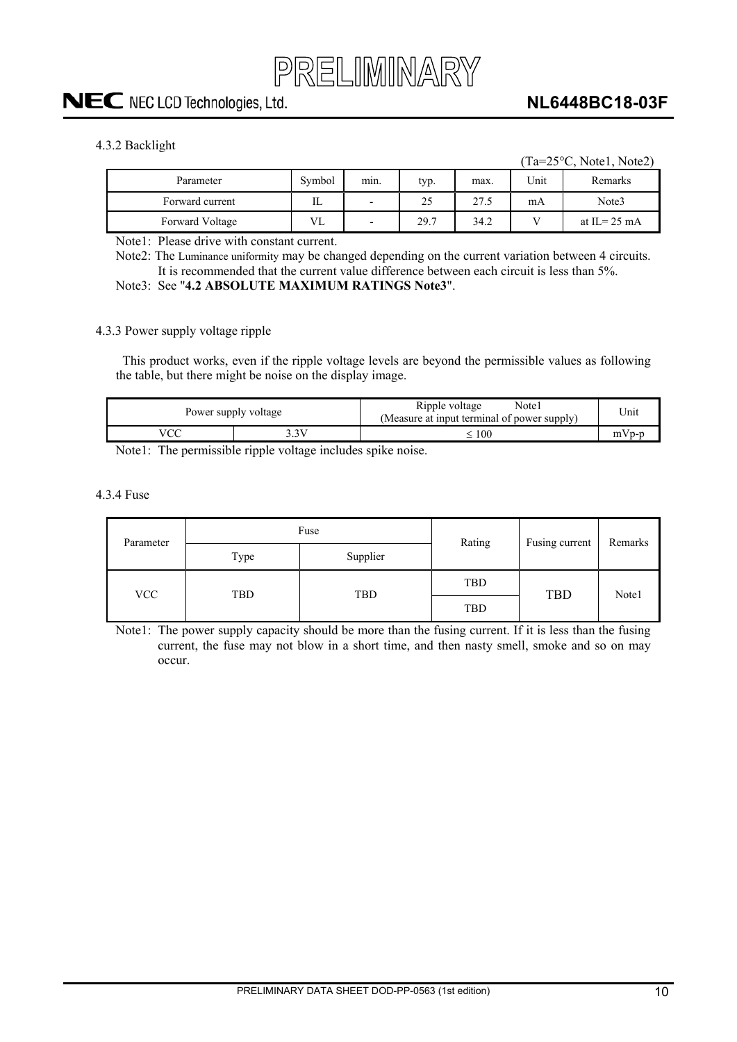#### 4.3.2 Backlight

(Ta=25°C, Note1, Note2)

| Parameter | Symbol | min. | typ. | max. | Unit | Remarks |
|---|---|---|---|---|---|---|
| Forward current | IL | - | 25 | 27.5 | mA | Note3 |
| Forward Voltage | VL | - | 29.7 | 34.2 | V | at IL= 25 mA |

Note1: Please drive with constant current.

Note2: The Luminance uniformity may be changed depending on the current variation between 4 circuits. It is recommended that the current value difference between each circuit is less than 5%.

Note3: See "**4.2 ABSOLUTE MAXIMUM RATINGS Note3**".

#### 4.3.3 Power supply voltage ripple

This product works, even if the ripple voltage levels are beyond the permissible values as following the table, but there might be noise on the display image.

| Power supply voltage | | Ripple voltage Note1 (Measure at input terminal of power supply) | Unit |
|---|---|---|---|
| VCC | 3.3V | ≤ 100 | mVp-p |

Note1: The permissible ripple voltage includes spike noise.

#### 4.3.4 Fuse

| Parameter | Fuse | | Rating | Fusing current | Remarks |
|---|---|---|---|---|---|
| | Type | Supplier | | | |
| VCC | TBD | TBD | TBD | TBD | Note1 |
| | | | TBD | | |

Note1: The power supply capacity should be more than the fusing current. If it is less than the fusing current, the fuse may not blow in a short time, and then nasty smell, smoke and so on may occur.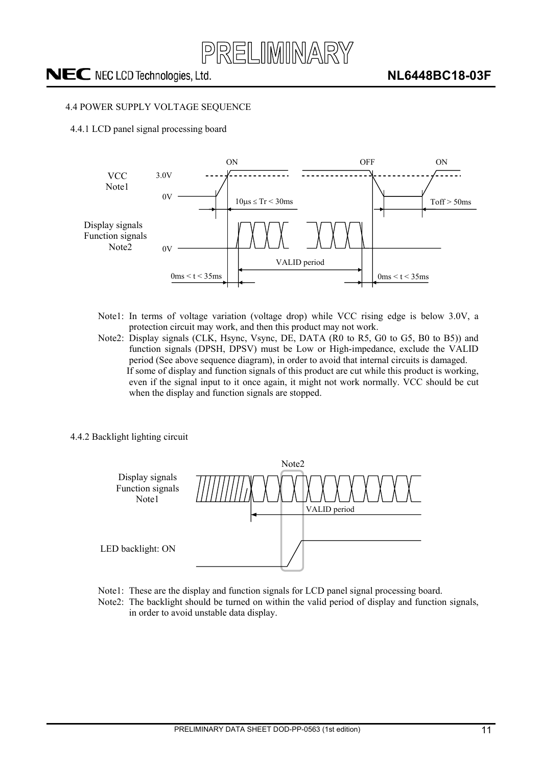## 4.4 POWER SUPPLY VOLTAGE SEQUENCE

### 4.4.1 LCD panel signal processing board

VCC Note1 — 3.0V / 0V — ON / OFF / ON — $10\mu s \leq Tr < 30ms$ — Toff > 50ms

Display signals Function signals Note2 — 0V — VALID period — 0ms < t < 35ms — 0ms < t < 35ms

Note1: In terms of voltage variation (voltage drop) while VCC rising edge is below 3.0V, a protection circuit may work, and then this product may not work.

Note2: Display signals (CLK, Hsync, Vsync, DE, DATA (R0 to R5, G0 to G5, B0 to B5)) and function signals (DPSH, DPSV) must be Low or High-impedance, exclude the VALID period (See above sequence diagram), in order to avoid that internal circuits is damaged.
If some of display and function signals of this product are cut while this product is working, even if the signal input to it once again, it might not work normally. VCC should be cut when the display and function signals are stopped.

### 4.4.2 Backlight lighting circuit

Display signals Function signals Note1 — Note2 — VALID period — LED backlight: ON

Note1: These are the display and function signals for LCD panel signal processing board.

Note2: The backlight should be turned on within the valid period of display and function signals, in order to avoid unstable data display.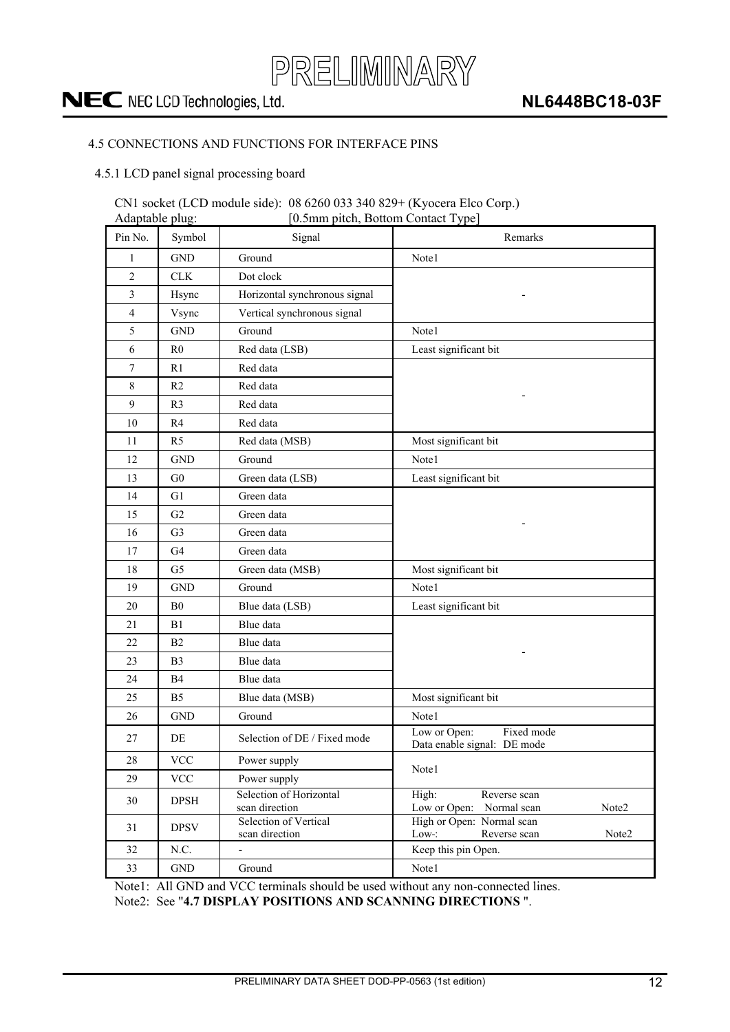### 4.5 CONNECTIONS AND FUNCTIONS FOR INTERFACE PINS

#### 4.5.1 LCD panel signal processing board

CN1 socket (LCD module side): 08 6260 033 340 829+ (Kyocera Elco Corp.)
Adaptable plug: [0.5mm pitch, Bottom Contact Type]

| Pin No. | Symbol | Signal | Remarks |
|---|---|---|---|
| 1 | GND | Ground | Note1 |
| 2 | CLK | Dot clock | - |
| 3 | Hsync | Horizontal synchronous signal | - |
| 4 | Vsync | Vertical synchronous signal | - |
| 5 | GND | Ground | Note1 |
| 6 | R0 | Red data (LSB) | Least significant bit |
| 7 | R1 | Red data | - |
| 8 | R2 | Red data | - |
| 9 | R3 | Red data | - |
| 10 | R4 | Red data | - |
| 11 | R5 | Red data (MSB) | Most significant bit |
| 12 | GND | Ground | Note1 |
| 13 | G0 | Green data (LSB) | Least significant bit |
| 14 | G1 | Green data | - |
| 15 | G2 | Green data | - |
| 16 | G3 | Green data | - |
| 17 | G4 | Green data | - |
| 18 | G5 | Green data (MSB) | Most significant bit |
| 19 | GND | Ground | Note1 |
| 20 | B0 | Blue data (LSB) | Least significant bit |
| 21 | B1 | Blue data | - |
| 22 | B2 | Blue data | - |
| 23 | B3 | Blue data | - |
| 24 | B4 | Blue data | - |
| 25 | B5 | Blue data (MSB) | Most significant bit |
| 26 | GND | Ground | Note1 |
| 27 | DE | Selection of DE / Fixed mode | Low or Open: Fixed mode<br>Data enable signal: DE mode |
| 28 | VCC | Power supply | Note1 |
| 29 | VCC | Power supply | Note1 |
| 30 | DPSH | Selection of Horizontal scan direction | High: Reverse scan<br>Low or Open: Normal scan Note2 |
| 31 | DPSV | Selection of Vertical scan direction | High or Open: Normal scan<br>Low-: Reverse scan Note2 |
| 32 | N.C. | - | Keep this pin Open. |
| 33 | GND | Ground | Note1 |

Note1: All GND and VCC terminals should be used without any non-connected lines.
Note2: See "**4.7 DISPLAY POSITIONS AND SCANNING DIRECTIONS** ".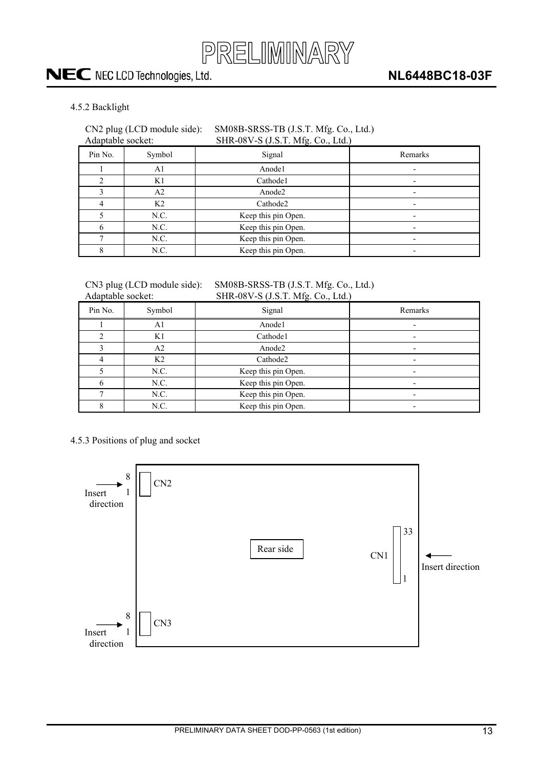### 4.5.2 Backlight

CN2 plug (LCD module side): SM08B-SRSS-TB (J.S.T. Mfg. Co., Ltd.)
Adaptable socket: SHR-08V-S (J.S.T. Mfg. Co., Ltd.)

| Pin No. | Symbol | Signal | Remarks |
|---|---|---|---|
| 1 | A1 | Anode1 | - |
| 2 | K1 | Cathode1 | - |
| 3 | A2 | Anode2 | - |
| 4 | K2 | Cathode2 | - |
| 5 | N.C. | Keep this pin Open. | - |
| 6 | N.C. | Keep this pin Open. | - |
| 7 | N.C. | Keep this pin Open. | - |
| 8 | N.C. | Keep this pin Open. | - |

CN3 plug (LCD module side): SM08B-SRSS-TB (J.S.T. Mfg. Co., Ltd.)
Adaptable socket: SHR-08V-S (J.S.T. Mfg. Co., Ltd.)

| Pin No. | Symbol | Signal | Remarks |
|---|---|---|---|
| 1 | A1 | Anode1 | - |
| 2 | K1 | Cathode1 | - |
| 3 | A2 | Anode2 | - |
| 4 | K2 | Cathode2 | - |
| 5 | N.C. | Keep this pin Open. | - |
| 6 | N.C. | Keep this pin Open. | - |
| 7 | N.C. | Keep this pin Open. | - |
| 8 | N.C. | Keep this pin Open. | - |

### 4.5.3 Positions of plug and socket

Insert direction → 8 / 1 CN2

Rear side

CN1 33 / 1 ← Insert direction

Insert direction → 8 / 1 CN3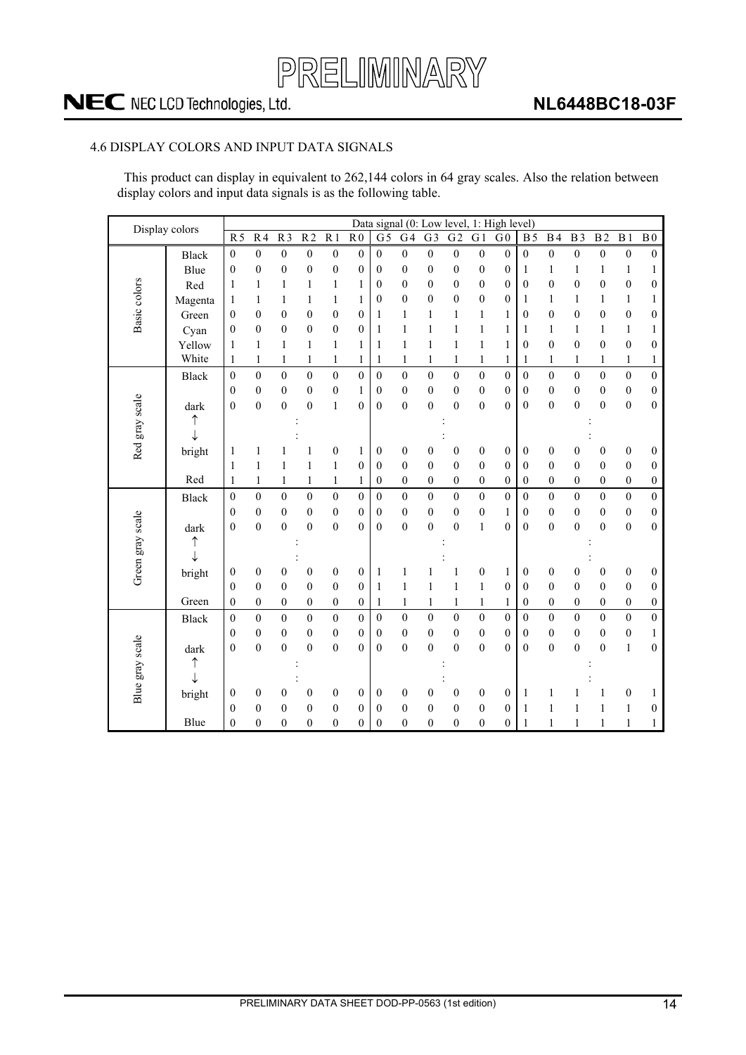## 4.6 DISPLAY COLORS AND INPUT DATA SIGNALS

This product can display in equivalent to 262,144 colors in 64 gray scales. Also the relation between display colors and input data signals is as the following table.

| Display colors | | Data signal (0: Low level, 1: High level) | | | | | | | | | | | | | | | | | |
|---|---|---|---|---|---|---|---|---|---|---|---|---|---|---|---|---|---|---|---|
| | | R5 | R4 | R3 | R2 | R1 | R0 | G5 | G4 | G3 | G2 | G1 | G0 | B5 | B4 | B3 | B2 | B1 | B0 |
| Basic colors | Black | 0 | 0 | 0 | 0 | 0 | 0 | 0 | 0 | 0 | 0 | 0 | 0 | 0 | 0 | 0 | 0 | 0 | 0 |
| | Blue | 0 | 0 | 0 | 0 | 0 | 0 | 0 | 0 | 0 | 0 | 0 | 0 | 1 | 1 | 1 | 1 | 1 | 1 |
| | Red | 1 | 1 | 1 | 1 | 1 | 1 | 0 | 0 | 0 | 0 | 0 | 0 | 0 | 0 | 0 | 0 | 0 | 0 |
| | Magenta | 1 | 1 | 1 | 1 | 1 | 1 | 0 | 0 | 0 | 0 | 0 | 0 | 1 | 1 | 1 | 1 | 1 | 1 |
| | Green | 0 | 0 | 0 | 0 | 0 | 0 | 1 | 1 | 1 | 1 | 1 | 1 | 0 | 0 | 0 | 0 | 0 | 0 |
| | Cyan | 0 | 0 | 0 | 0 | 0 | 0 | 1 | 1 | 1 | 1 | 1 | 1 | 1 | 1 | 1 | 1 | 1 | 1 |
| | Yellow | 1 | 1 | 1 | 1 | 1 | 1 | 1 | 1 | 1 | 1 | 1 | 1 | 0 | 0 | 0 | 0 | 0 | 0 |
| | White | 1 | 1 | 1 | 1 | 1 | 1 | 1 | 1 | 1 | 1 | 1 | 1 | 1 | 1 | 1 | 1 | 1 | 1 |
| Red gray scale | Black | 0 | 0 | 0 | 0 | 0 | 0 | 0 | 0 | 0 | 0 | 0 | 0 | 0 | 0 | 0 | 0 | 0 | 0 |
| | | 0 | 0 | 0 | 0 | 0 | 1 | 0 | 0 | 0 | 0 | 0 | 0 | 0 | 0 | 0 | 0 | 0 | 0 |
| | dark | 0 | 0 | 0 | 0 | 1 | 0 | 0 | 0 | 0 | 0 | 0 | 0 | 0 | 0 | 0 | 0 | 0 | 0 |
| | ↑ | | | : | | | | | | : | | | | | | : | | | |
| | ↓ | | | : | | | | | | : | | | | | | : | | | |
| | bright | 1 | 1 | 1 | 1 | 0 | 1 | 0 | 0 | 0 | 0 | 0 | 0 | 0 | 0 | 0 | 0 | 0 | 0 |
| | | 1 | 1 | 1 | 1 | 1 | 0 | 0 | 0 | 0 | 0 | 0 | 0 | 0 | 0 | 0 | 0 | 0 | 0 |
| | Red | 1 | 1 | 1 | 1 | 1 | 1 | 0 | 0 | 0 | 0 | 0 | 0 | 0 | 0 | 0 | 0 | 0 | 0 |
| Green gray scale | Black | 0 | 0 | 0 | 0 | 0 | 0 | 0 | 0 | 0 | 0 | 0 | 0 | 0 | 0 | 0 | 0 | 0 | 0 |
| | | 0 | 0 | 0 | 0 | 0 | 0 | 0 | 0 | 0 | 0 | 0 | 1 | 0 | 0 | 0 | 0 | 0 | 0 |
| | dark | 0 | 0 | 0 | 0 | 0 | 0 | 0 | 0 | 0 | 0 | 1 | 0 | 0 | 0 | 0 | 0 | 0 | 0 |
| | ↑ | | | : | | | | | | : | | | | | | : | | | |
| | ↓ | | | : | | | | | | : | | | | | | : | | | |
| | bright | 0 | 0 | 0 | 0 | 0 | 0 | 1 | 1 | 1 | 1 | 0 | 1 | 0 | 0 | 0 | 0 | 0 | 0 |
| | | 0 | 0 | 0 | 0 | 0 | 0 | 1 | 1 | 1 | 1 | 1 | 0 | 0 | 0 | 0 | 0 | 0 | 0 |
| | Green | 0 | 0 | 0 | 0 | 0 | 0 | 1 | 1 | 1 | 1 | 1 | 1 | 0 | 0 | 0 | 0 | 0 | 0 |
| Blue gray scale | Black | 0 | 0 | 0 | 0 | 0 | 0 | 0 | 0 | 0 | 0 | 0 | 0 | 0 | 0 | 0 | 0 | 0 | 0 |
| | | 0 | 0 | 0 | 0 | 0 | 0 | 0 | 0 | 0 | 0 | 0 | 0 | 0 | 0 | 0 | 0 | 0 | 1 |
| | dark | 0 | 0 | 0 | 0 | 0 | 0 | 0 | 0 | 0 | 0 | 0 | 0 | 0 | 0 | 0 | 0 | 1 | 0 |
| | ↑ | | | : | | | | | | : | | | | | | : | | | |
| | ↓ | | | : | | | | | | : | | | | | | : | | | |
| | bright | 0 | 0 | 0 | 0 | 0 | 0 | 0 | 0 | 0 | 0 | 0 | 0 | 1 | 1 | 1 | 1 | 0 | 1 |
| | | 0 | 0 | 0 | 0 | 0 | 0 | 0 | 0 | 0 | 0 | 0 | 0 | 1 | 1 | 1 | 1 | 1 | 0 |
| | Blue | 0 | 0 | 0 | 0 | 0 | 0 | 0 | 0 | 0 | 0 | 0 | 0 | 1 | 1 | 1 | 1 | 1 | 1 |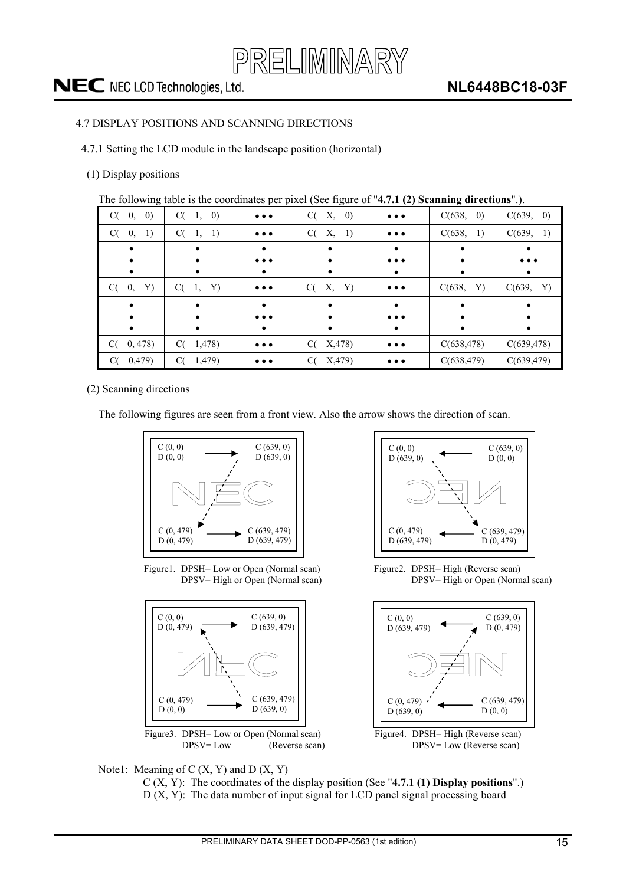### 4.7 DISPLAY POSITIONS AND SCANNING DIRECTIONS

#### 4.7.1 Setting the LCD module in the landscape position (horizontal)

(1) Display positions

The following table is the coordinates per pixel (See figure of "**4.7.1 (2) Scanning directions**".).

| C( 0, 0) | C( 1, 0) | ••• | C( X, 0) | ••• | C(638, 0) | C(639, 0) |
|---|---|---|---|---|---|---|
| C( 0, 1) | C( 1, 1) | ••• | C( X, 1) | ••• | C(638, 1) | C(639, 1) |
| ⋮ | ⋮ | ⋱ | ⋮ | ⋱ | ⋮ | ⋱ |
| C( 0, Y) | C( 1, Y) | ••• | C( X, Y) | ••• | C(638, Y) | C(639, Y) |
| ⋮ | ⋮ | ⋱ | ⋮ | ⋱ | ⋮ | ⋮ |
| C( 0, 478) | C( 1,478) | ••• | C( X,478) | ••• | C(638,478) | C(639,478) |
| C( 0,479) | C( 1,479) | ••• | C( X,479) | ••• | C(638,479) | C(639,479) |

(2) Scanning directions

The following figures are seen from a front view. Also the arrow shows the direction of scan.

Figure1. DPSH= Low or Open (Normal scan)
DPSV= High or Open (Normal scan)

C (0, 0) D (0, 0) → C (639, 0) D (639, 0)
C (0, 479) D (0, 479) → C (639, 479) D (639, 479)

Figure2. DPSH= High (Reverse scan)
DPSV= High or Open (Normal scan)

C (0, 0) D (639, 0) ← C (639, 0) D (0, 0)
C (0, 479) D (639, 479) ← C (639, 479) D (0, 479)

Figure3. DPSH= Low or Open (Normal scan)
DPSV= Low (Reverse scan)

C (0, 0) D (0, 479) → C (639, 0) D (639, 479)
C (0, 479) D (0, 0) → C (639, 479) D (639, 0)

Figure4. DPSH= High (Reverse scan)
DPSV= Low (Reverse scan)

C (0, 0) D (639, 479) ← C (639, 0) D (0, 479)
C (0, 479) D (639, 0) ← C (639, 479) D (0, 0)

Note1: Meaning of C (X, Y) and D (X, Y)
C (X, Y): The coordinates of the display position (See "**4.7.1 (1) Display positions**".)
D (X, Y): The data number of input signal for LCD panel signal processing board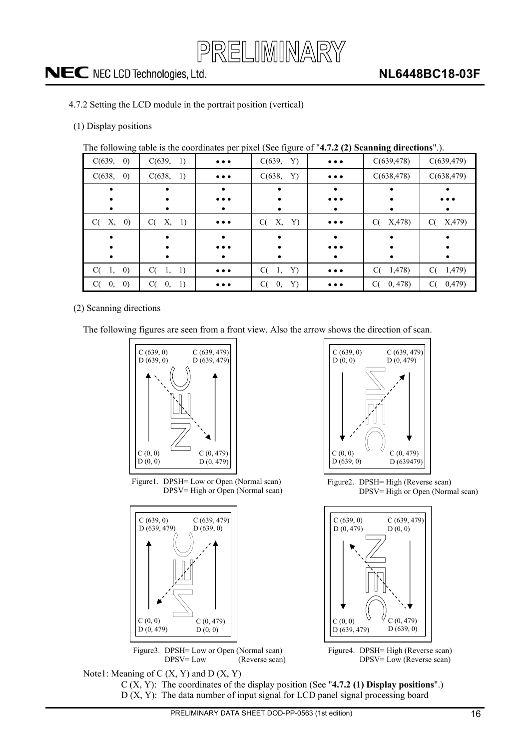4.7.2 Setting the LCD module in the portrait position (vertical)

(1) Display positions

The following table is the coordinates per pixel (See figure of "**4.7.2 (2) Scanning directions**".).

| C(639, 0) | C(639, 1) | • • • | C(639, Y) | • • • | C(639,478) | C(639,479) |
|---|---|---|---|---|---|---|
| C(638, 0) | C(638, 1) | • • • | C(638, Y) | • • • | C(638,478) | C(638,479) |
| • • • | • • • | • • • | • • • | • • • | • • • | • • • |
| C( X, 0) | C( X, 1) | • • • | C( X, Y) | • • • | C( X,478) | C( X,479) |
| • • • | • • • | • • • | • • • | • • • | • • • | • • • |
| C( 1, 0) | C( 1, 1) | • • • | C( 1, Y) | • • • | C( 1,478) | C( 1,479) |
| C( 0, 0) | C( 0, 1) | • • • | C( 0, Y) | • • • | C( 0, 478) | C( 0,479) |

(2) Scanning directions

The following figures are seen from a front view. Also the arrow shows the direction of scan.

C (639, 0) D (639, 0); C (639, 479) D (639, 479); C (0, 0) D (0, 0); C (0, 479) D (0, 479)

Figure1. DPSH= Low or Open (Normal scan)
DPSV= High or Open (Normal scan)

C (639, 0) D (0, 0); C (639, 479) D (0, 479); C (0, 0) D (639, 0); C (0, 479) D (639479)

Figure2. DPSH= High (Reverse scan)
DPSV= High or Open (Normal scan)

C (639, 0) D (639, 479); C (639, 479) D (639, 0); C (0, 0) D (0, 479); C (0, 479) D (0, 0)

Figure3. DPSH= Low or Open (Normal scan)
DPSV= Low (Reverse scan)

C (639, 0) D (0, 479); C (639, 479) D (0, 0); C (0, 0) D (639, 479); C (0, 479) D (639, 0)

Figure4. DPSH= High (Reverse scan)
DPSV= Low (Reverse scan)

Note1: Meaning of C (X, Y) and D (X, Y)

C (X, Y): The coordinates of the display position (See "**4.7.2 (1) Display positions**".)

D (X, Y): The data number of input signal for LCD panel signal processing board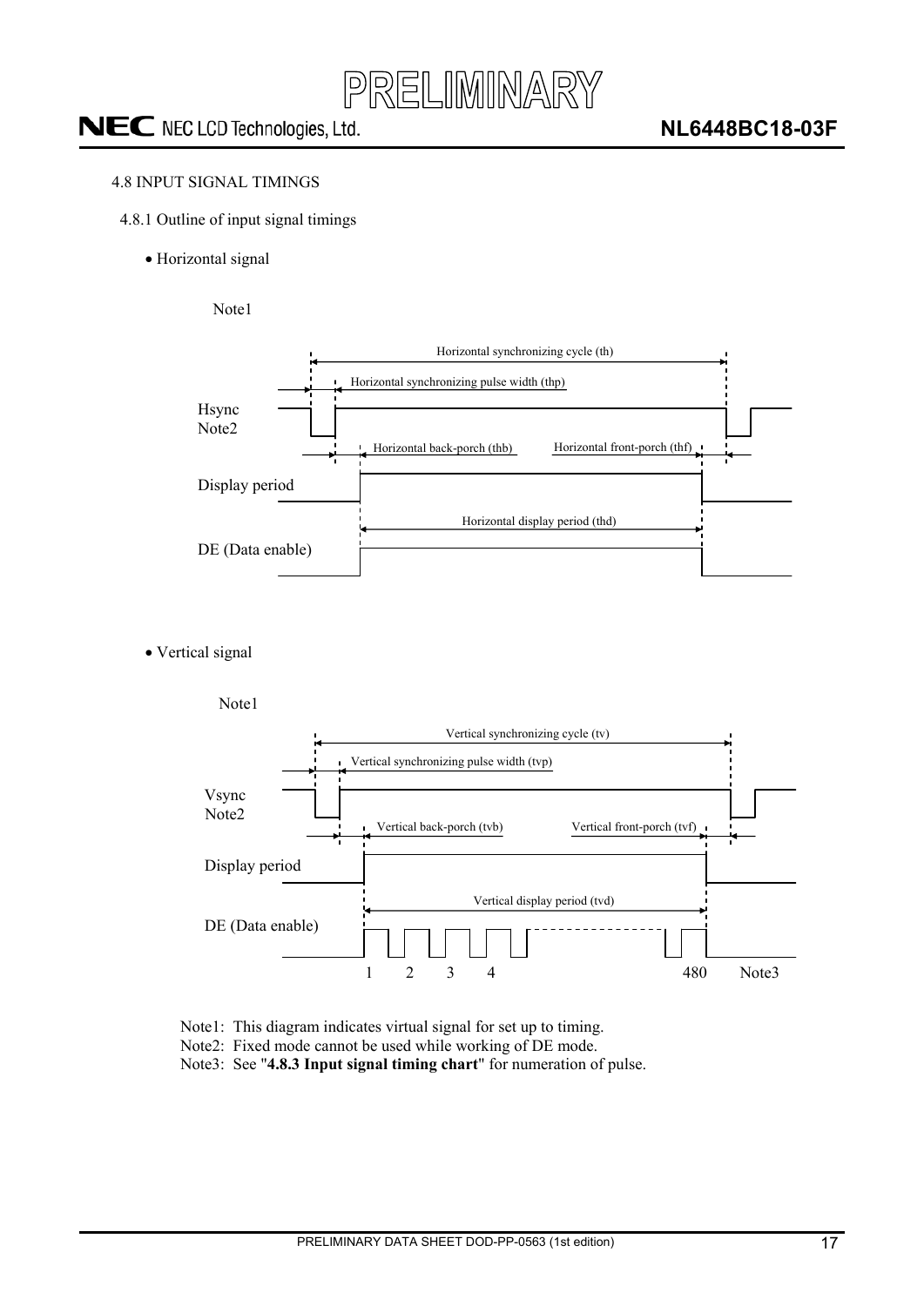### 4.8 INPUT SIGNAL TIMINGS

#### 4.8.1 Outline of input signal timings

- Horizontal signal

Note1

Horizontal synchronizing cycle (th)

Horizontal synchronizing pulse width (thp)

Hsync
Note2

Horizontal back-porch (thb)

Horizontal front-porch (thf)

Display period

Horizontal display period (thd)

DE (Data enable)

- Vertical signal

Note1

Vertical synchronizing cycle (tv)

Vertical synchronizing pulse width (tvp)

Vsync
Note2

Vertical back-porch (tvb)

Vertical front-porch (tvf)

Display period

Vertical display period (tvd)

DE (Data enable)

1 2 3 4 480 Note3

Note1: This diagram indicates virtual signal for set up to timing.
Note2: Fixed mode cannot be used while working of DE mode.
Note3: See "**4.8.3 Input signal timing chart**" for numeration of pulse.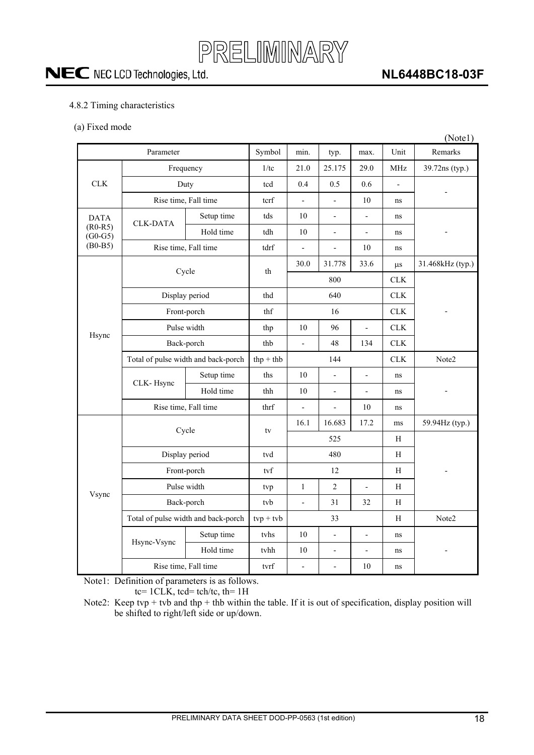#### 4.8.2 Timing characteristics

(a) Fixed mode

(Note1)

| Parameter | | | Symbol | min. | typ. | max. | Unit | Remarks |
|---|---|---|---|---|---|---|---|---|
| CLK | Frequency | | 1/tc | 21.0 | 25.175 | 29.0 | MHz | 39.72ns (typ.) |
| | Duty | | tcd | 0.4 | 0.5 | 0.6 | - | - |
| | Rise time, Fall time | | tcrf | - | - | 10 | ns | |
| DATA (R0-R5) (G0-G5) (B0-B5) | CLK-DATA | Setup time | tds | 10 | - | - | ns | - |
| | | Hold time | tdh | 10 | - | - | ns | |
| | Rise time, Fall time | | tdrf | - | - | 10 | ns | |
| Hsync | Cycle | | th | 30.0 | 31.778 | 33.6 | μs | 31.468kHz (typ.) |
| | | | | | 800 | | CLK | - |
| | Display period | | thd | | 640 | | CLK | |
| | Front-porch | | thf | | 16 | | CLK | |
| | Pulse width | | thp | 10 | 96 | - | CLK | |
| | Back-porch | | thb | - | 48 | 134 | CLK | |
| | Total of pulse width and back-porch | | thp + thb | | 144 | | CLK | Note2 |
| | CLK- Hsync | Setup time | ths | 10 | - | - | ns | - |
| | | Hold time | thh | 10 | - | - | ns | |
| | Rise time, Fall time | | thrf | - | - | 10 | ns | |
| Vsync | Cycle | | tv | 16.1 | 16.683 | 17.2 | ms | 59.94Hz (typ.) |
| | | | | | 525 | | H | - |
| | Display period | | tvd | | 480 | | H | |
| | Front-porch | | tvf | | 12 | | H | |
| | Pulse width | | tvp | 1 | 2 | - | H | |
| | Back-porch | | tvb | - | 31 | 32 | H | |
| | Total of pulse width and back-porch | | tvp + tvb | | 33 | | H | Note2 |
| | Hsync-Vsync | Setup time | tvhs | 10 | - | - | ns | - |
| | | Hold time | tvhh | 10 | - | - | ns | |
| | Rise time, Fall time | | tvrf | - | - | 10 | ns | |

Note1: Definition of parameters is as follows.
tc= 1CLK, tcd= tch/tc, th= 1H

Note2: Keep tvp + tvb and thp + thb within the table. If it is out of specification, display position will be shifted to right/left side or up/down.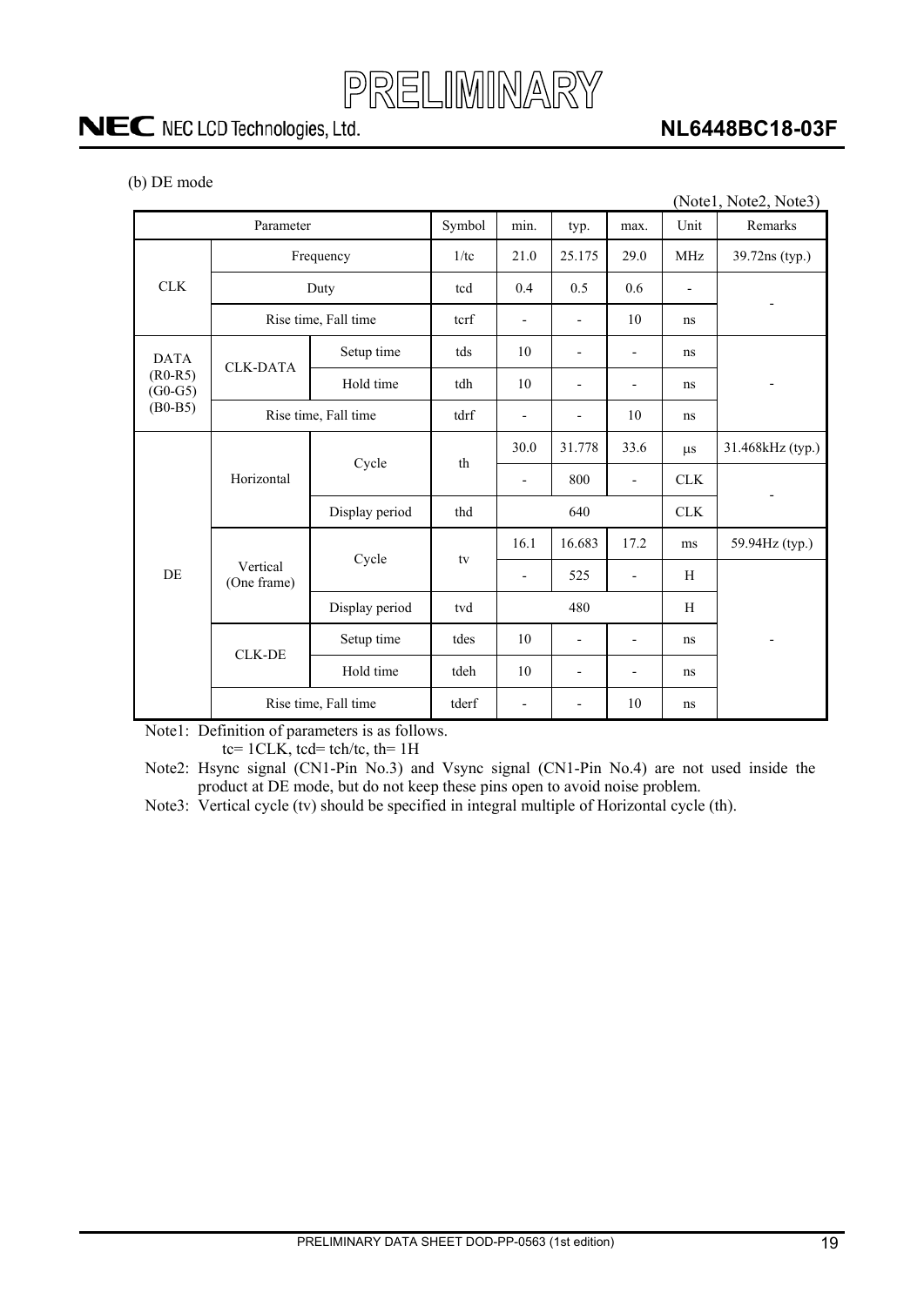(b) DE mode

(Note1, Note2, Note3)

| Parameter | | | Symbol | min. | typ. | max. | Unit | Remarks |
|---|---|---|---|---|---|---|---|---|
| CLK | Frequency | | 1/tc | 21.0 | 25.175 | 29.0 | MHz | 39.72ns (typ.) |
| | Duty | | tcd | 0.4 | 0.5 | 0.6 | - | - |
| | Rise time, Fall time | | tcrf | - | - | 10 | ns | |
| DATA (R0-R5) (G0-G5) (B0-B5) | CLK-DATA | Setup time | tds | 10 | - | - | ns | - |
| | | Hold time | tdh | 10 | - | - | ns | |
| | Rise time, Fall time | | tdrf | - | - | 10 | ns | |
| DE | Horizontal | Cycle | th | 30.0 | 31.778 | 33.6 | μs | 31.468kHz (typ.) |
| | | | | - | 800 | - | CLK | - |
| | | Display period | thd | | 640 | | CLK | |
| | Vertical (One frame) | Cycle | tv | 16.1 | 16.683 | 17.2 | ms | 59.94Hz (typ.) |
| | | | | - | 525 | - | H | - |
| | | Display period | tvd | | 480 | | H | |
| | CLK-DE | Setup time | tdes | 10 | - | - | ns | |
| | | Hold time | tdeh | 10 | - | - | ns | |
| | Rise time, Fall time | | tderf | - | - | 10 | ns | |

Note1: Definition of parameters is as follows.
tc= 1CLK, tcd= tch/tc, th= 1H

Note2: Hsync signal (CN1-Pin No.3) and Vsync signal (CN1-Pin No.4) are not used inside the product at DE mode, but do not keep these pins open to avoid noise problem.

Note3: Vertical cycle (tv) should be specified in integral multiple of Horizontal cycle (th).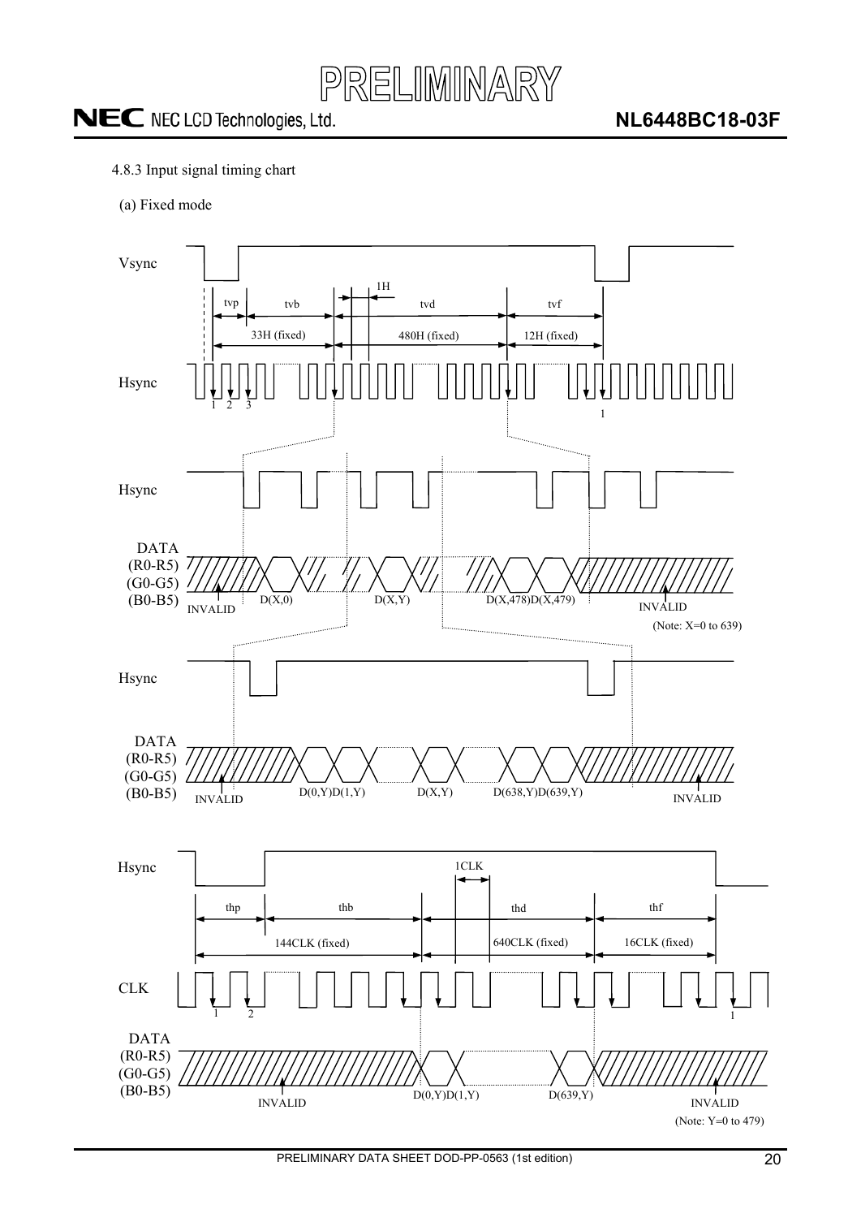4.8.3 Input signal timing chart

(a) Fixed mode

Vsync

tvp tvb 1H tvd tvf

33H (fixed) 480H (fixed) 12H (fixed)

Hsync

1 2 3 1

Hsync

DATA (R0-R5) (G0-G5) (B0-B5)

INVALID D(X,0) D(X,Y) D(X,478)D(X,479) INVALID

(Note: X=0 to 639)

Hsync

DATA (R0-R5) (G0-G5) (B0-B5)

INVALID D(0,Y)D(1,Y) D(X,Y) D(638,Y)D(639,Y) INVALID

Hsync

1CLK

thp thb thd thf

144CLK (fixed) 640CLK (fixed) 16CLK (fixed)

CLK

1 2 1

DATA (R0-R5) (G0-G5) (B0-B5)

INVALID D(0,Y)D(1,Y) D(639,Y) INVALID

(Note: Y=0 to 479)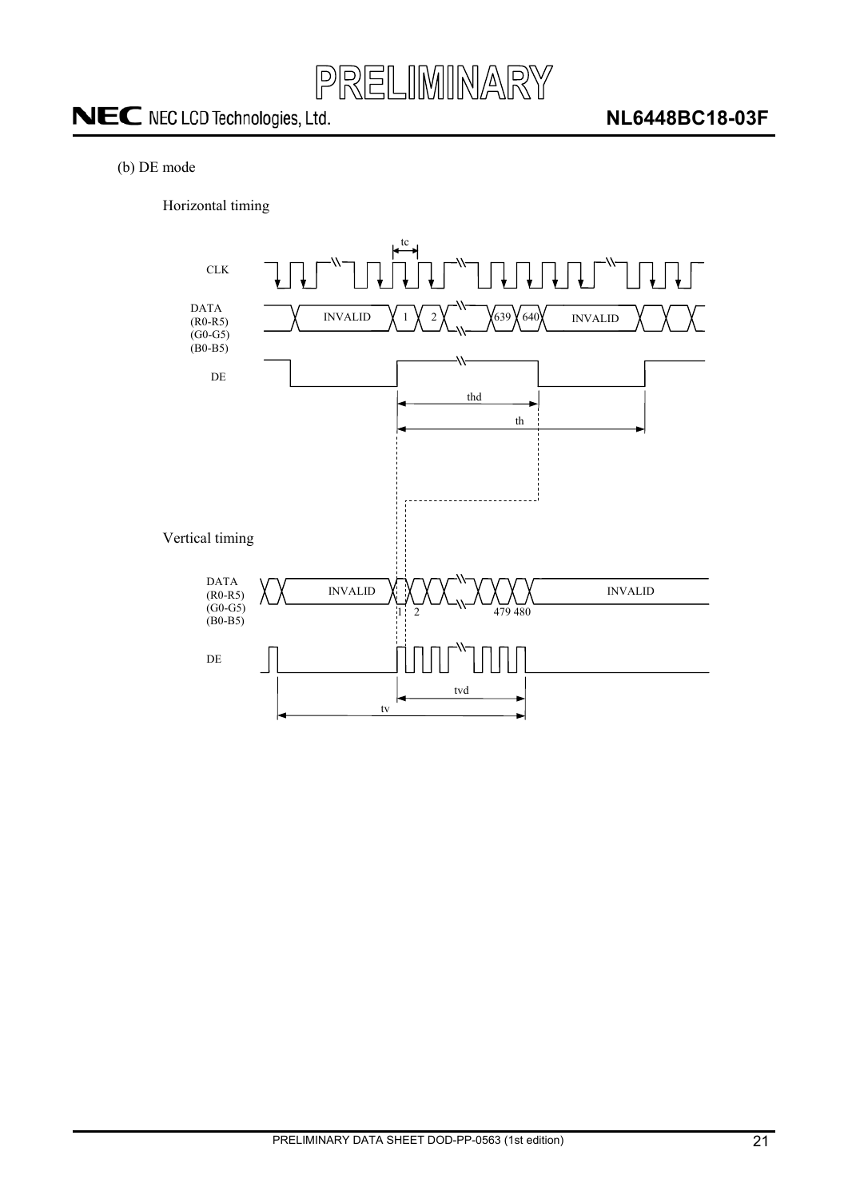(b) DE mode

Horizontal timing

CLK

DATA (R0-R5) (G0-G5) (B0-B5): INVALID | 1 | 2 | 639 | 640 | INVALID

DE

tc, thd, th

Vertical timing

DATA (R0-R5) (G0-G5) (B0-B5): INVALID | 1 | 2 | 479 | 480 | INVALID

DE

tvd, tv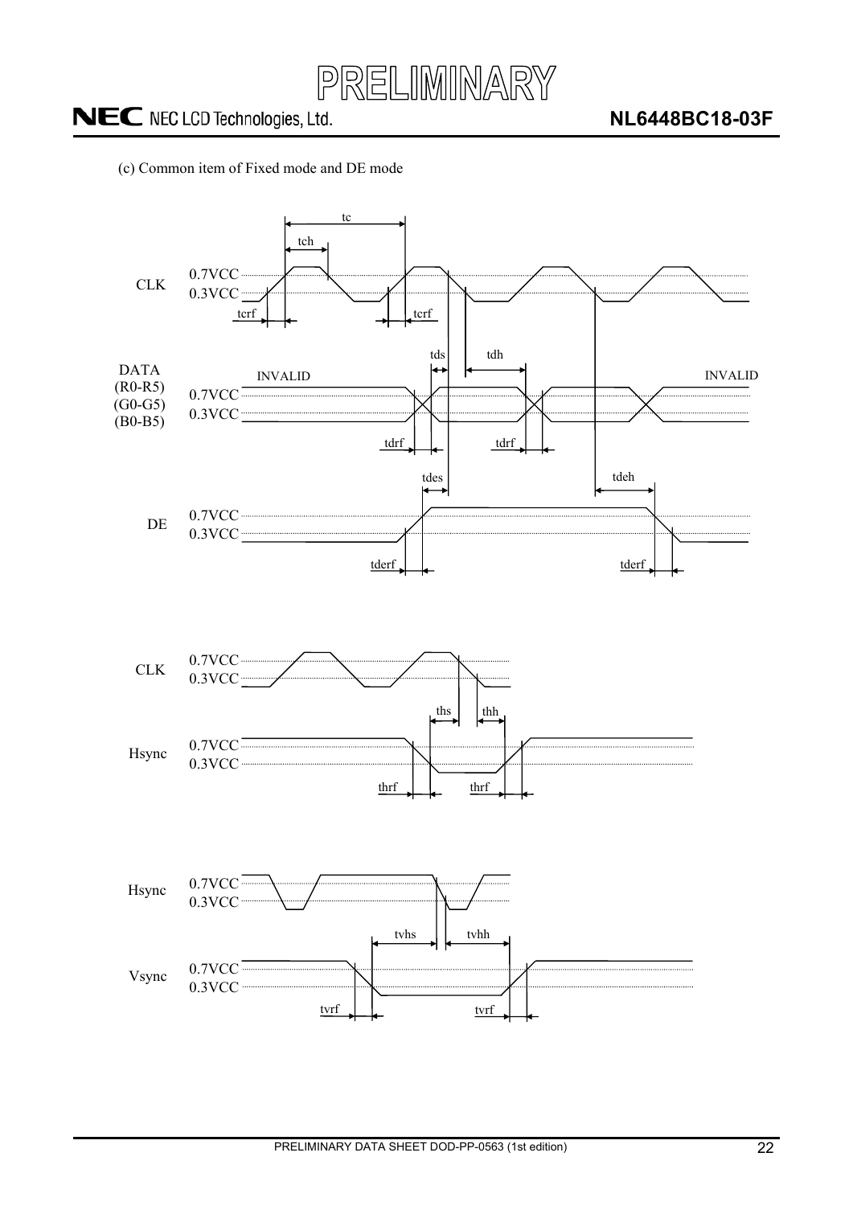(c) Common item of Fixed mode and DE mode

tc

tch

CLK 0.7VCC 0.3VCC

tcrf tcrf

tds tdh

DATA (R0-R5) (G0-G5) (B0-B5)

INVALID INVALID

0.7VCC 0.3VCC

tdrf tdrf

tdes tdeh

DE 0.7VCC 0.3VCC

tderf tderf

CLK 0.7VCC 0.3VCC

ths thh

Hsync 0.7VCC 0.3VCC

thrf thrf

Hsync 0.7VCC 0.3VCC

tvhs tvhh

Vsync 0.7VCC 0.3VCC

tvrf tvrf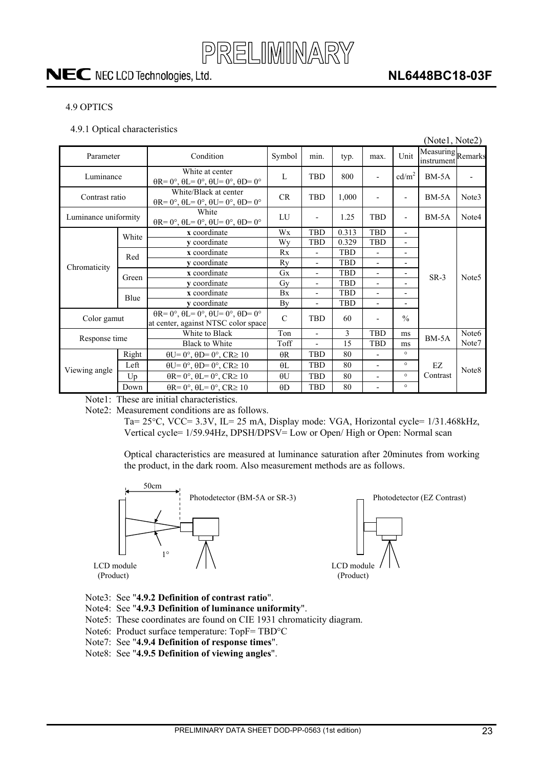## 4.9 OPTICS

### 4.9.1 Optical characteristics

(Note1, Note2)

| Parameter | | Condition | Symbol | min. | typ. | max. | Unit | Measuring instrument | Remarks |
|---|---|---|---|---|---|---|---|---|---|
| Luminance | | White at center θR= 0°, θL= 0°, θU= 0°, θD= 0° | L | TBD | 800 | - | $cd/m^2$ | BM-5A | - |
| Contrast ratio | | White/Black at center θR= 0°, θL= 0°, θU= 0°, θD= 0° | CR | TBD | 1,000 | - | - | BM-5A | Note3 |
| Luminance uniformity | | White θR= 0°, θL= 0°, θU= 0°, θD= 0° | LU | - | 1.25 | TBD | - | BM-5A | Note4 |
| Chromaticity | White | **x** coordinate | Wx | TBD | 0.313 | TBD | - | SR-3 | Note5 |
| | | **y** coordinate | Wy | TBD | 0.329 | TBD | - | | |
| | Red | **x** coordinate | Rx | - | TBD | - | - | | |
| | | **y** coordinate | Ry | - | TBD | - | - | | |
| | Green | **x** coordinate | Gx | - | TBD | - | - | | |
| | | **y** coordinate | Gy | - | TBD | - | - | | |
| | Blue | **x** coordinate | Bx | - | TBD | - | - | | |
| | | **y** coordinate | By | - | TBD | - | - | | |
| Color gamut | | θR= 0°, θL= 0°, θU= 0°, θD= 0° at center, against NTSC color space | C | TBD | 60 | - | % | | |
| Response time | | White to Black | Ton | - | 3 | TBD | ms | BM-5A | Note6 Note7 |
| | | Black to White | Toff | - | 15 | TBD | ms | | |
| Viewing angle | Right | θU= 0°, θD= 0°, CR≥ 10 | θR | TBD | 80 | - | ° | EZ Contrast | Note8 |
| | Left | θU= 0°, θD= 0°, CR≥ 10 | θL | TBD | 80 | - | ° | | |
| | Up | θR= 0°, θL= 0°, CR≥ 10 | θU | TBD | 80 | - | ° | | |
| | Down | θR= 0°, θL= 0°, CR≥ 10 | θD | TBD | 80 | - | ° | | |

Note1: These are initial characteristics.

Note2: Measurement conditions are as follows.

Ta= 25°C, VCC= 3.3V, IL= 25 mA, Display mode: VGA, Horizontal cycle= 1/31.468kHz, Vertical cycle= 1/59.94Hz, DPSH/DPSV= Low or Open/ High or Open: Normal scan

Optical characteristics are measured at luminance saturation after 20minutes from working the product, in the dark room. Also measurement methods are as follows.

50cm

Photodetector (BM-5A or SR-3)

1°

LCD module (Product)

Photodetector (EZ Contrast)

LCD module (Product)

Note3: See "**4.9.2 Definition of contrast ratio**".

Note4: See "**4.9.3 Definition of luminance uniformity**".

Note5: These coordinates are found on CIE 1931 chromaticity diagram.

Note6: Product surface temperature: TopF= TBD°C

Note7: See "**4.9.4 Definition of response times**".

Note8: See "**4.9.5 Definition of viewing angles**".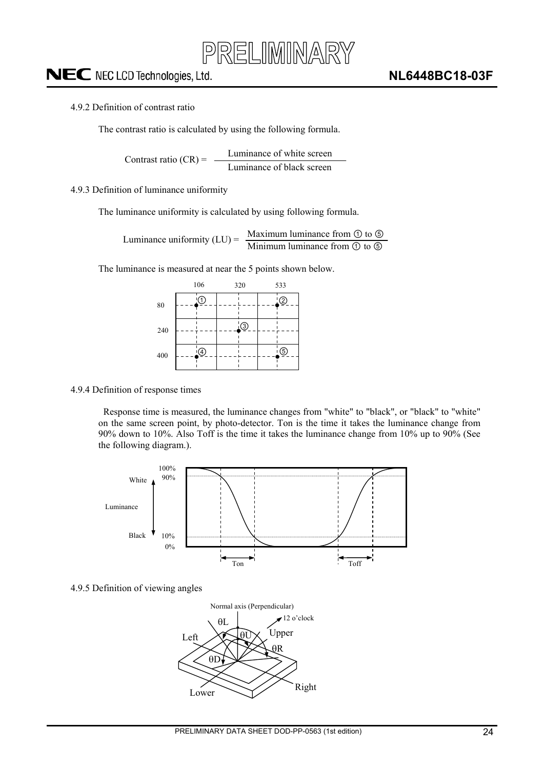#### 4.9.2 Definition of contrast ratio

The contrast ratio is calculated by using the following formula.

$$\text{Contrast ratio (CR)} = \frac{\text{Luminance of white screen}}{\text{Luminance of black screen}}$$

#### 4.9.3 Definition of luminance uniformity

The luminance uniformity is calculated by using following formula.

$$\text{Luminance uniformity (LU)} = \frac{\text{Maximum luminance from ① to ⑤}}{\text{Minimum luminance from ① to ⑤}}$$

The luminance is measured at near the 5 points shown below.

| | 106 | 320 | 533 |
|---|---|---|---|
| 80 | ① | | ② |
| 240 | | ③ | |
| 400 | ④ | | ⑤ |

#### 4.9.4 Definition of response times

Response time is measured, the luminance changes from "white" to "black", or "black" to "white" on the same screen point, by photo-detector. Ton is the time it takes the luminance change from 90% down to 10%. Also Toff is the time it takes the luminance change from 10% up to 90% (See the following diagram.).

#### 4.9.5 Definition of viewing angles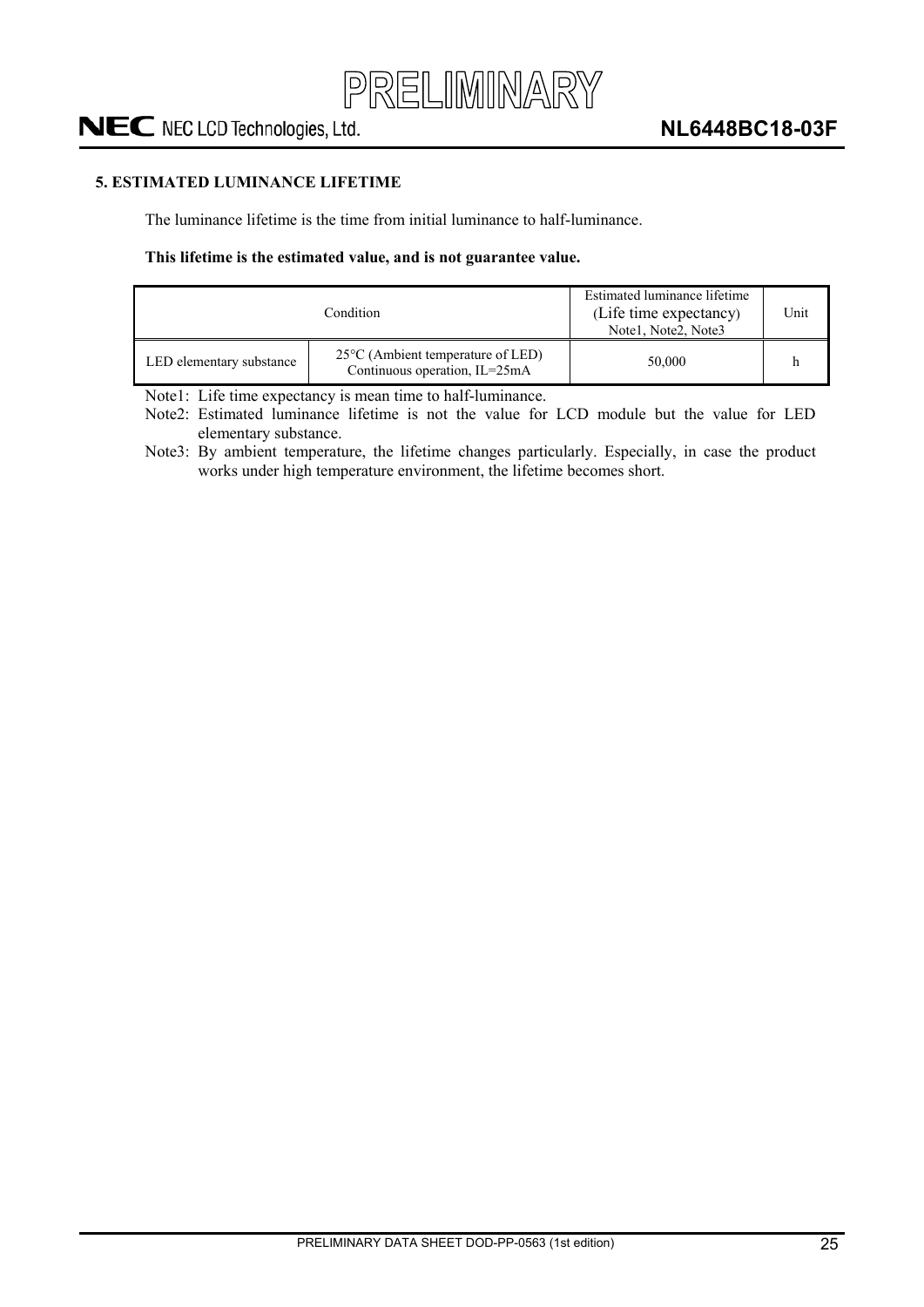## 5. ESTIMATED LUMINANCE LIFETIME

The luminance lifetime is the time from initial luminance to half-luminance.

**This lifetime is the estimated value, and is not guarantee value.**

| Condition | | Estimated luminance lifetime (Life time expectancy) Note1, Note2, Note3 | Unit |
|---|---|---|---|
| LED elementary substance | 25°C (Ambient temperature of LED) Continuous operation, IL=25mA | 50,000 | h |

Note1: Life time expectancy is mean time to half-luminance.

Note2: Estimated luminance lifetime is not the value for LCD module but the value for LED elementary substance.

Note3: By ambient temperature, the lifetime changes particularly. Especially, in case the product works under high temperature environment, the lifetime becomes short.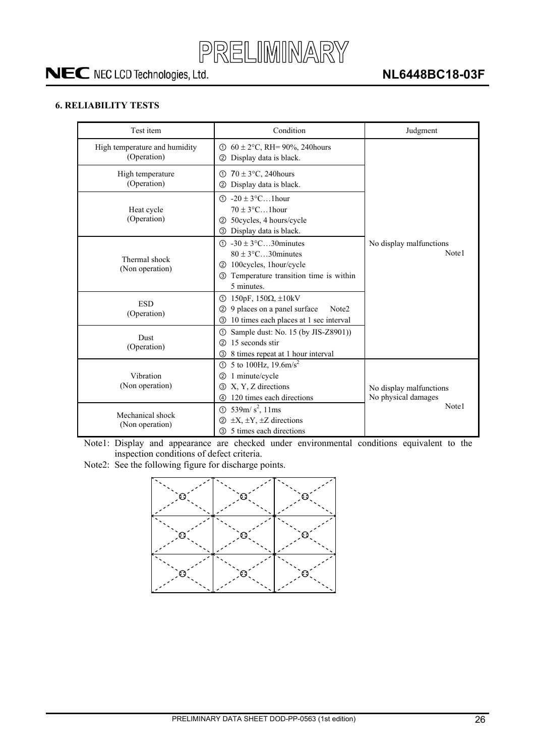## 6. RELIABILITY TESTS

| Test item | Condition | Judgment |
|---|---|---|
| High temperature and humidity (Operation) | ① 60 ± 2°C, RH= 90%, 240hours<br>② Display data is black. | No display malfunctions Note1 |
| High temperature (Operation) | ① 70 ± 3°C, 240hours<br>② Display data is black. | |
| Heat cycle (Operation) | ① -20 ± 3°C…1hour<br>70 ± 3°C…1hour<br>② 50cycles, 4 hours/cycle<br>③ Display data is black. | |
| Thermal shock (Non operation) | ① -30 ± 3°C…30minutes<br>80 ± 3°C…30minutes<br>② 100cycles, 1hour/cycle<br>③ Temperature transition time is within 5 minutes. | |
| ESD (Operation) | ① 150pF, 150Ω, ±10kV<br>② 9 places on a panel surface Note2<br>③ 10 times each places at 1 sec interval | |
| Dust (Operation) | ① Sample dust: No. 15 (by JIS-Z8901))<br>② 15 seconds stir<br>③ 8 times repeat at 1 hour interval | |
| Vibration (Non operation) | ① 5 to 100Hz, 19.6m/s²<br>② 1 minute/cycle<br>③ X, Y, Z directions<br>④ 120 times each directions | No display malfunctions<br>No physical damages Note1 |
| Mechanical shock (Non operation) | ① 539m/ s², 11ms<br>② ±X, ±Y, ±Z directions<br>③ 5 times each directions | |

Note1: Display and appearance are checked under environmental conditions equivalent to the inspection conditions of defect criteria.

Note2: See the following figure for discharge points.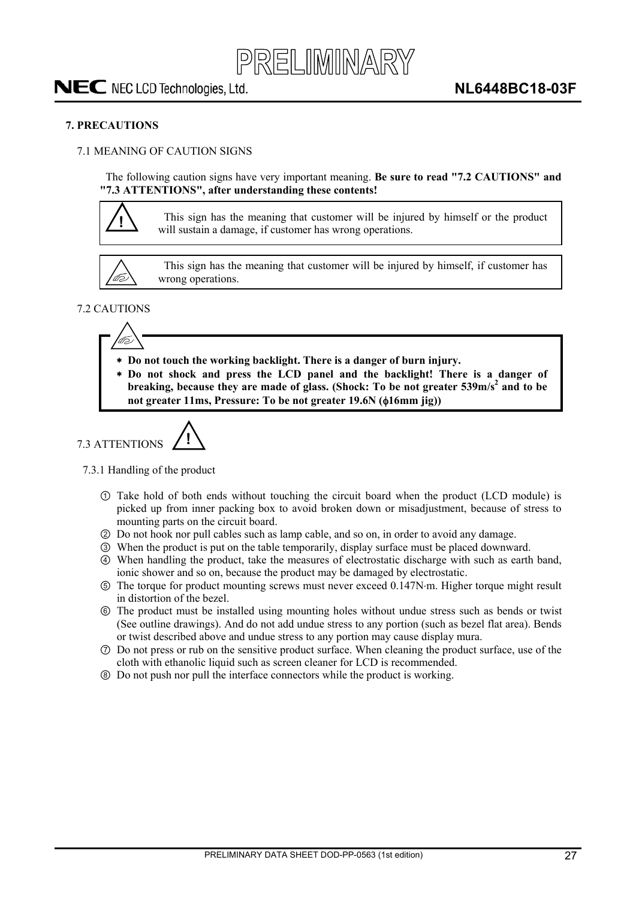## 7. PRECAUTIONS

### 7.1 MEANING OF CAUTION SIGNS

The following caution signs have very important meaning. **Be sure to read "7.2 CAUTIONS" and "7.3 ATTENTIONS", after understanding these contents!**

| | |
|---|---|
| ! | This sign has the meaning that customer will be injured by himself or the product will sustain a damage, if customer has wrong operations. |

| | |
|---|---|
| (hand sign) | This sign has the meaning that customer will be injured by himself, if customer has wrong operations. |

### 7.2 CAUTIONS

- **Do not touch the working backlight. There is a danger of burn injury.**
- **Do not shock and press the LCD panel and the backlight! There is a danger of breaking, because they are made of glass. (Shock: To be not greater 539m/s$^2$ and to be not greater 11ms, Pressure: To be not greater 19.6N (ϕ16mm jig))**

### 7.3 ATTENTIONS !

#### 7.3.1 Handling of the product

① Take hold of both ends without touching the circuit board when the product (LCD module) is picked up from inner packing box to avoid broken down or misadjustment, because of stress to mounting parts on the circuit board.

② Do not hook nor pull cables such as lamp cable, and so on, in order to avoid any damage.

③ When the product is put on the table temporarily, display surface must be placed downward.

④ When handling the product, take the measures of electrostatic discharge with such as earth band, ionic shower and so on, because the product may be damaged by electrostatic.

⑤ The torque for product mounting screws must never exceed 0.147N·m. Higher torque might result in distortion of the bezel.

⑥ The product must be installed using mounting holes without undue stress such as bends or twist (See outline drawings). And do not add undue stress to any portion (such as bezel flat area). Bends or twist described above and undue stress to any portion may cause display mura.

⑦ Do not press or rub on the sensitive product surface. When cleaning the product surface, use of the cloth with ethanolic liquid such as screen cleaner for LCD is recommended.

⑧ Do not push nor pull the interface connectors while the product is working.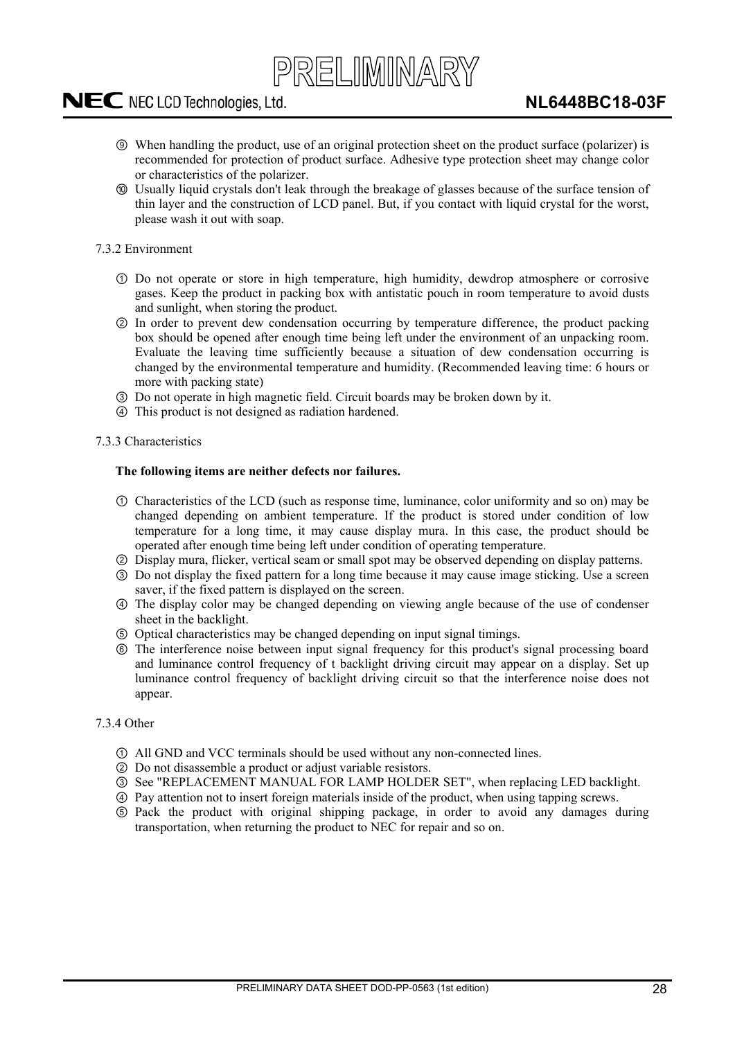⑨ When handling the product, use of an original protection sheet on the product surface (polarizer) is recommended for protection of product surface. Adhesive type protection sheet may change color or characteristics of the polarizer.

⑩ Usually liquid crystals don't leak through the breakage of glasses because of the surface tension of thin layer and the construction of LCD panel. But, if you contact with liquid crystal for the worst, please wash it out with soap.

7.3.2 Environment

① Do not operate or store in high temperature, high humidity, dewdrop atmosphere or corrosive gases. Keep the product in packing box with antistatic pouch in room temperature to avoid dusts and sunlight, when storing the product.

② In order to prevent dew condensation occurring by temperature difference, the product packing box should be opened after enough time being left under the environment of an unpacking room. Evaluate the leaving time sufficiently because a situation of dew condensation occurring is changed by the environmental temperature and humidity. (Recommended leaving time: 6 hours or more with packing state)

③ Do not operate in high magnetic field. Circuit boards may be broken down by it.

④ This product is not designed as radiation hardened.

7.3.3 Characteristics

**The following items are neither defects nor failures.**

① Characteristics of the LCD (such as response time, luminance, color uniformity and so on) may be changed depending on ambient temperature. If the product is stored under condition of low temperature for a long time, it may cause display mura. In this case, the product should be operated after enough time being left under condition of operating temperature.

② Display mura, flicker, vertical seam or small spot may be observed depending on display patterns.

③ Do not display the fixed pattern for a long time because it may cause image sticking. Use a screen saver, if the fixed pattern is displayed on the screen.

④ The display color may be changed depending on viewing angle because of the use of condenser sheet in the backlight.

⑤ Optical characteristics may be changed depending on input signal timings.

⑥ The interference noise between input signal frequency for this product's signal processing board and luminance control frequency of t backlight driving circuit may appear on a display. Set up luminance control frequency of backlight driving circuit so that the interference noise does not appear.

7.3.4 Other

① All GND and VCC terminals should be used without any non-connected lines.

② Do not disassemble a product or adjust variable resistors.

③ See "REPLACEMENT MANUAL FOR LAMP HOLDER SET", when replacing LED backlight.

④ Pay attention not to insert foreign materials inside of the product, when using tapping screws.

⑤ Pack the product with original shipping package, in order to avoid any damages during transportation, when returning the product to NEC for repair and so on.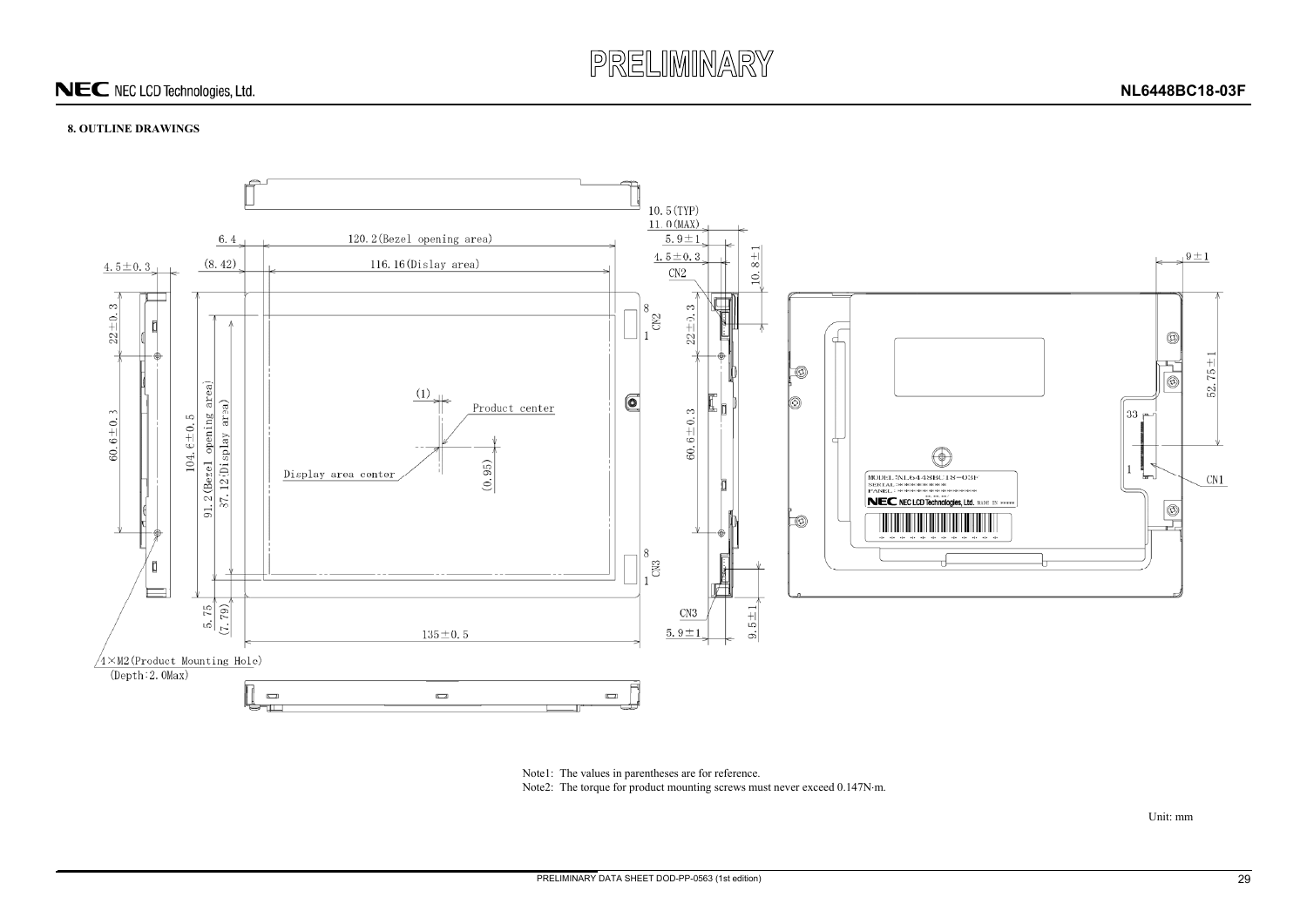PRELIMINARY

## 8. OUTLINE DRAWINGS

Note1: The values in parentheses are for reference.

Note2: The torque for product mounting screws must never exceed 0.147N·m.

Unit: mm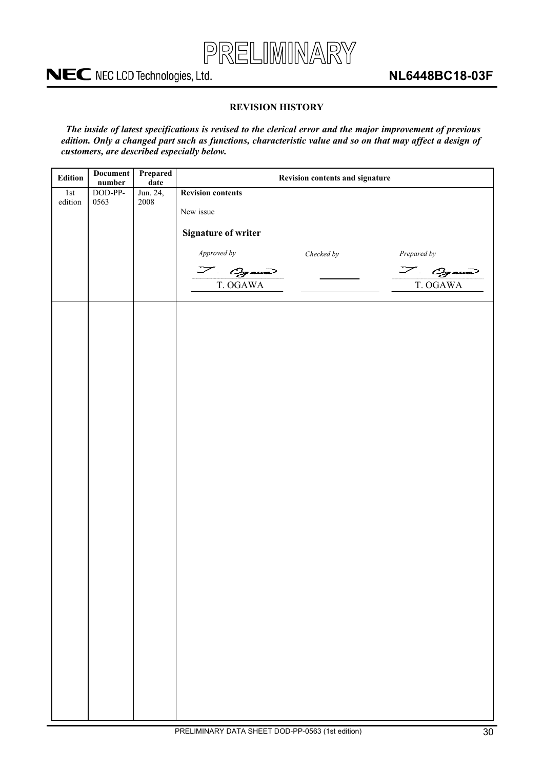**REVISION HISTORY**

***The inside of latest specifications is revised to the clerical error and the major improvement of previous edition. Only a changed part such as functions, characteristic value and so on that may affect a design of customers, are described especially below.***

| Edition | Document number | Prepared date | Revision contents and signature |
|---|---|---|---|
| 1st edition | DOD-PP-0563 | Jun. 24, 2008 | **Revision contents**<br><br>New issue<br><br>**Signature of writer**<br><br>*Approved by* T. OGAWA &nbsp;&nbsp; *Checked by* &nbsp;&nbsp; *Prepared by* T. OGAWA |
| | | | |